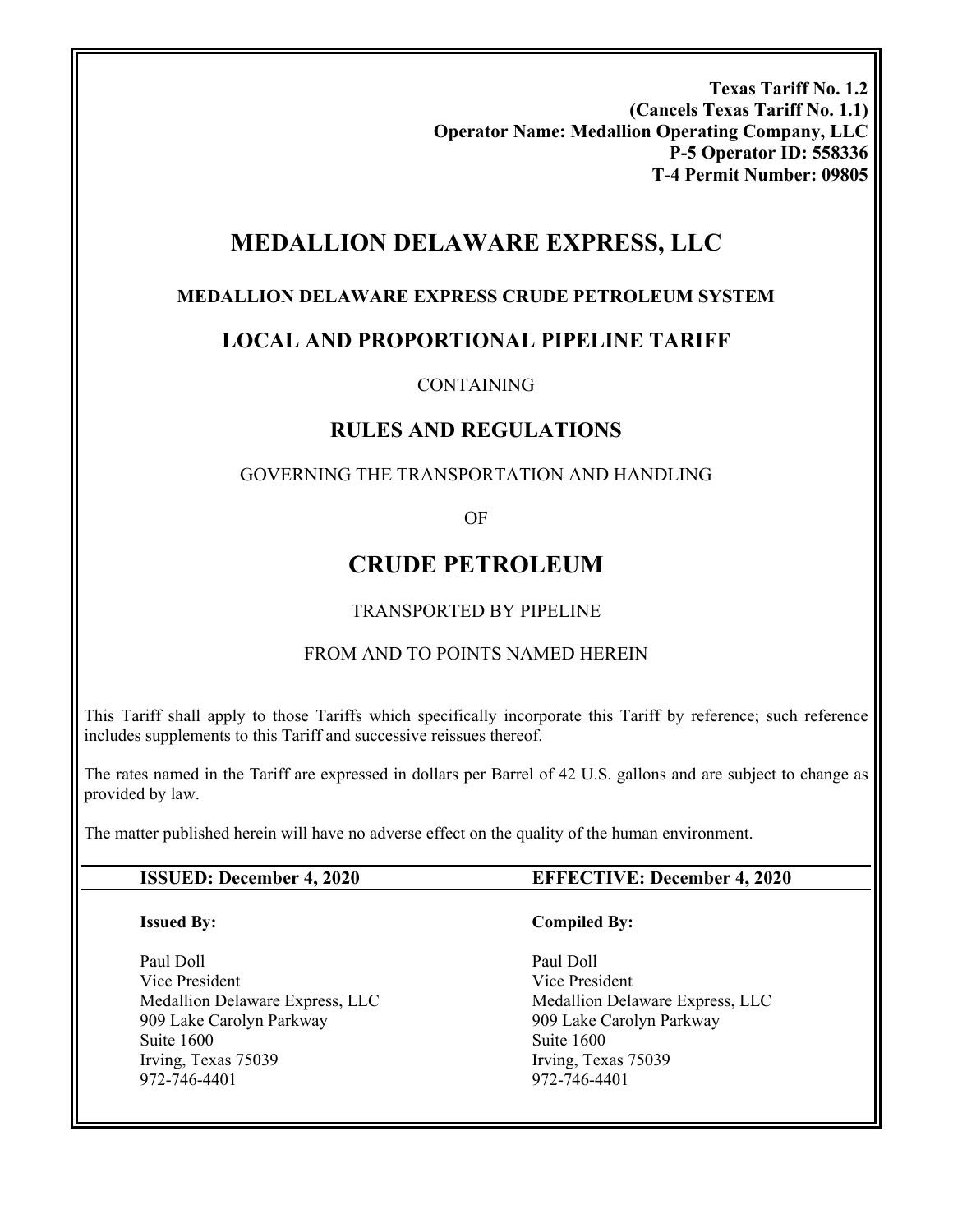**Texas Tariff No. 1.2**
**(Cancels Texas Tariff No. 1.1)**
**Operator Name: Medallion Operating Company, LLC**
**P-5 Operator ID: 558336**
**T-4 Permit Number: 09805**

# MEDALLION DELAWARE EXPRESS, LLC

### MEDALLION DELAWARE EXPRESS CRUDE PETROLEUM SYSTEM

## LOCAL AND PROPORTIONAL PIPELINE TARIFF

CONTAINING

## RULES AND REGULATIONS

GOVERNING THE TRANSPORTATION AND HANDLING

OF

# CRUDE PETROLEUM

TRANSPORTED BY PIPELINE

FROM AND TO POINTS NAMED HEREIN

This Tariff shall apply to those Tariffs which specifically incorporate this Tariff by reference; such reference includes supplements to this Tariff and successive reissues thereof.

The rates named in the Tariff are expressed in dollars per Barrel of 42 U.S. gallons and are subject to change as provided by law.

The matter published herein will have no adverse effect on the quality of the human environment.

| **ISSUED: December 4, 2020** | **EFFECTIVE: December 4, 2020** |
|---|---|

| **Issued By:** | **Compiled By:** |
|---|---|
| Paul Doll | Paul Doll |
| Vice President | Vice President |
| Medallion Delaware Express, LLC | Medallion Delaware Express, LLC |
| 909 Lake Carolyn Parkway | 909 Lake Carolyn Parkway |
| Suite 1600 | Suite 1600 |
| Irving, Texas 75039 | Irving, Texas 75039 |
| 972-746-4401 | 972-746-4401 |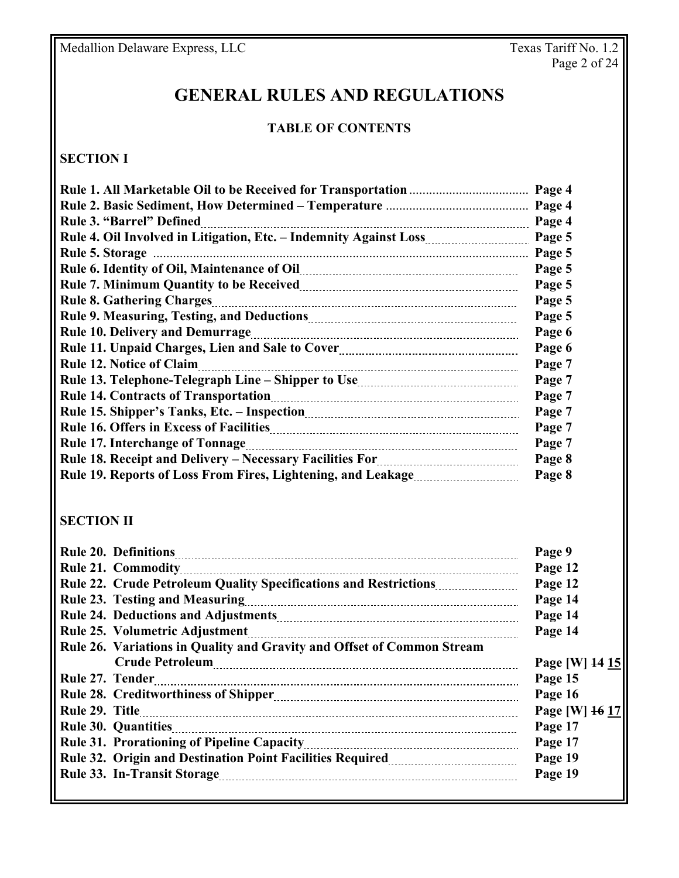# GENERAL RULES AND REGULATIONS

## TABLE OF CONTENTS

### SECTION I

| | |
|---|---|
| **Rule 1. All Marketable Oil to be Received for Transportation** | **Page 4** |
| **Rule 2. Basic Sediment, How Determined – Temperature** | **Page 4** |
| **Rule 3. "Barrel" Defined** | **Page 4** |
| **Rule 4. Oil Involved in Litigation, Etc. – Indemnity Against Loss** | **Page 5** |
| **Rule 5. Storage** | **Page 5** |
| **Rule 6. Identity of Oil, Maintenance of Oil** | **Page 5** |
| **Rule 7. Minimum Quantity to be Received** | **Page 5** |
| **Rule 8. Gathering Charges** | **Page 5** |
| **Rule 9. Measuring, Testing, and Deductions** | **Page 5** |
| **Rule 10. Delivery and Demurrage** | **Page 6** |
| **Rule 11. Unpaid Charges, Lien and Sale to Cover** | **Page 6** |
| **Rule 12. Notice of Claim** | **Page 7** |
| **Rule 13. Telephone-Telegraph Line – Shipper to Use** | **Page 7** |
| **Rule 14. Contracts of Transportation** | **Page 7** |
| **Rule 15. Shipper's Tanks, Etc. – Inspection** | **Page 7** |
| **Rule 16. Offers in Excess of Facilities** | **Page 7** |
| **Rule 17. Interchange of Tonnage** | **Page 7** |
| **Rule 18. Receipt and Delivery – Necessary Facilities For** | **Page 8** |
| **Rule 19. Reports of Loss From Fires, Lightening, and Leakage** | **Page 8** |

### SECTION II

| | |
|---|---|
| **Rule 20. Definitions** | **Page 9** |
| **Rule 21. Commodity** | **Page 12** |
| **Rule 22. Crude Petroleum Quality Specifications and Restrictions** | **Page 12** |
| **Rule 23. Testing and Measuring** | **Page 14** |
| **Rule 24. Deductions and Adjustments** | **Page 14** |
| **Rule 25. Volumetric Adjustment** | **Page 14** |
| **Rule 26. Variations in Quality and Gravity and Offset of Common Stream Crude Petroleum** | **Page [W] ~~14~~ <u>15</u>** |
| **Rule 27. Tender** | **Page 15** |
| **Rule 28. Creditworthiness of Shipper** | **Page 16** |
| **Rule 29. Title** | **Page [W] ~~16~~ <u>17</u>** |
| **Rule 30. Quantities** | **Page 17** |
| **Rule 31. Prorationing of Pipeline Capacity** | **Page 17** |
| **Rule 32. Origin and Destination Point Facilities Required** | **Page 19** |
| **Rule 33. In-Transit Storage** | **Page 19** |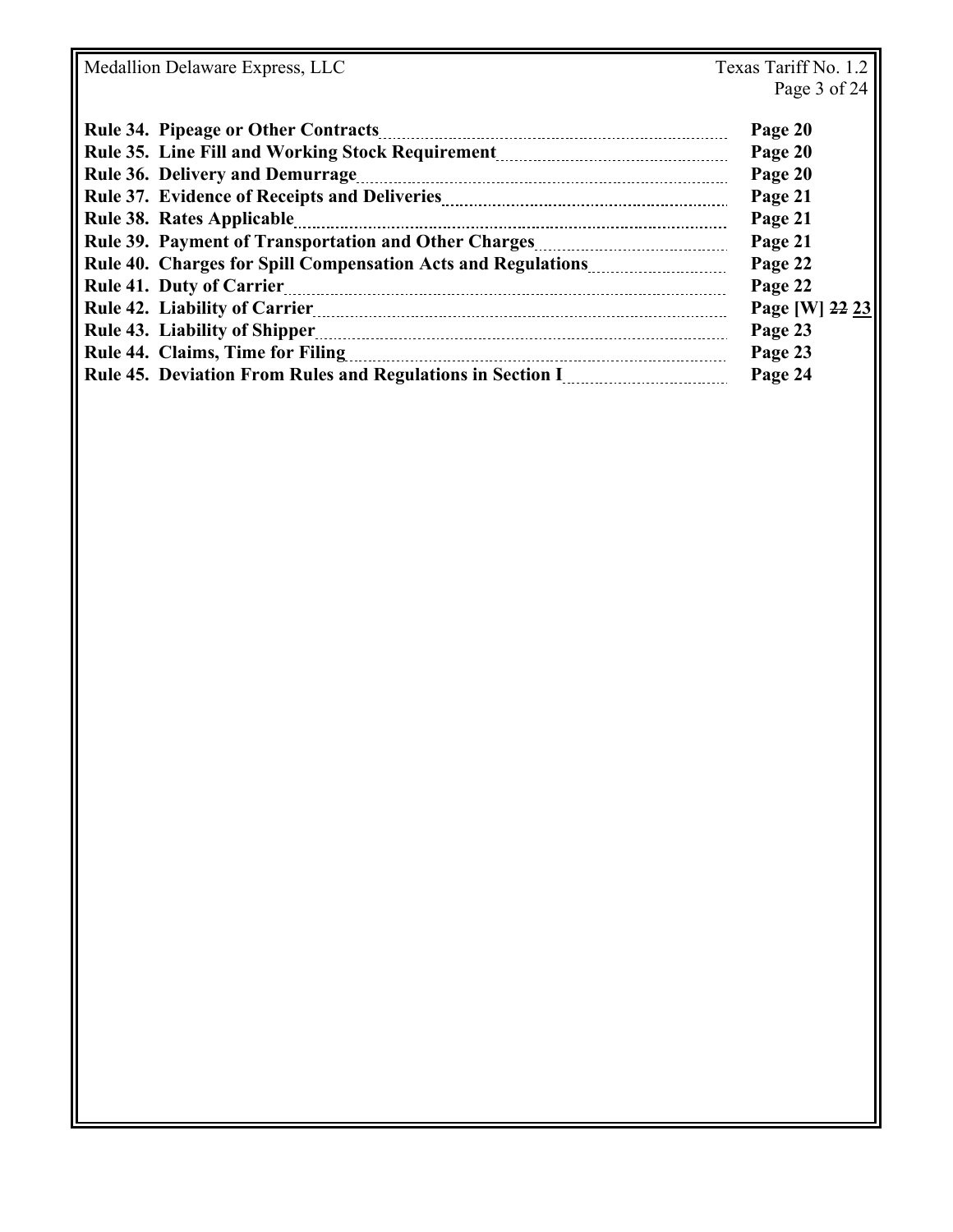| | |
|---|---|
| **Rule 34. Pipeage or Other Contracts** | **Page 20** |
| **Rule 35. Line Fill and Working Stock Requirement** | **Page 20** |
| **Rule 36. Delivery and Demurrage** | **Page 20** |
| **Rule 37. Evidence of Receipts and Deliveries** | **Page 21** |
| **Rule 38. Rates Applicable** | **Page 21** |
| **Rule 39. Payment of Transportation and Other Charges** | **Page 21** |
| **Rule 40. Charges for Spill Compensation Acts and Regulations** | **Page 22** |
| **Rule 41. Duty of Carrier** | **Page 22** |
| **Rule 42. Liability of Carrier** | **Page [W] ~~22~~ 23** |
| **Rule 43. Liability of Shipper** | **Page 23** |
| **Rule 44. Claims, Time for Filing** | **Page 23** |
| **Rule 45. Deviation From Rules and Regulations in Section I** | **Page 24** |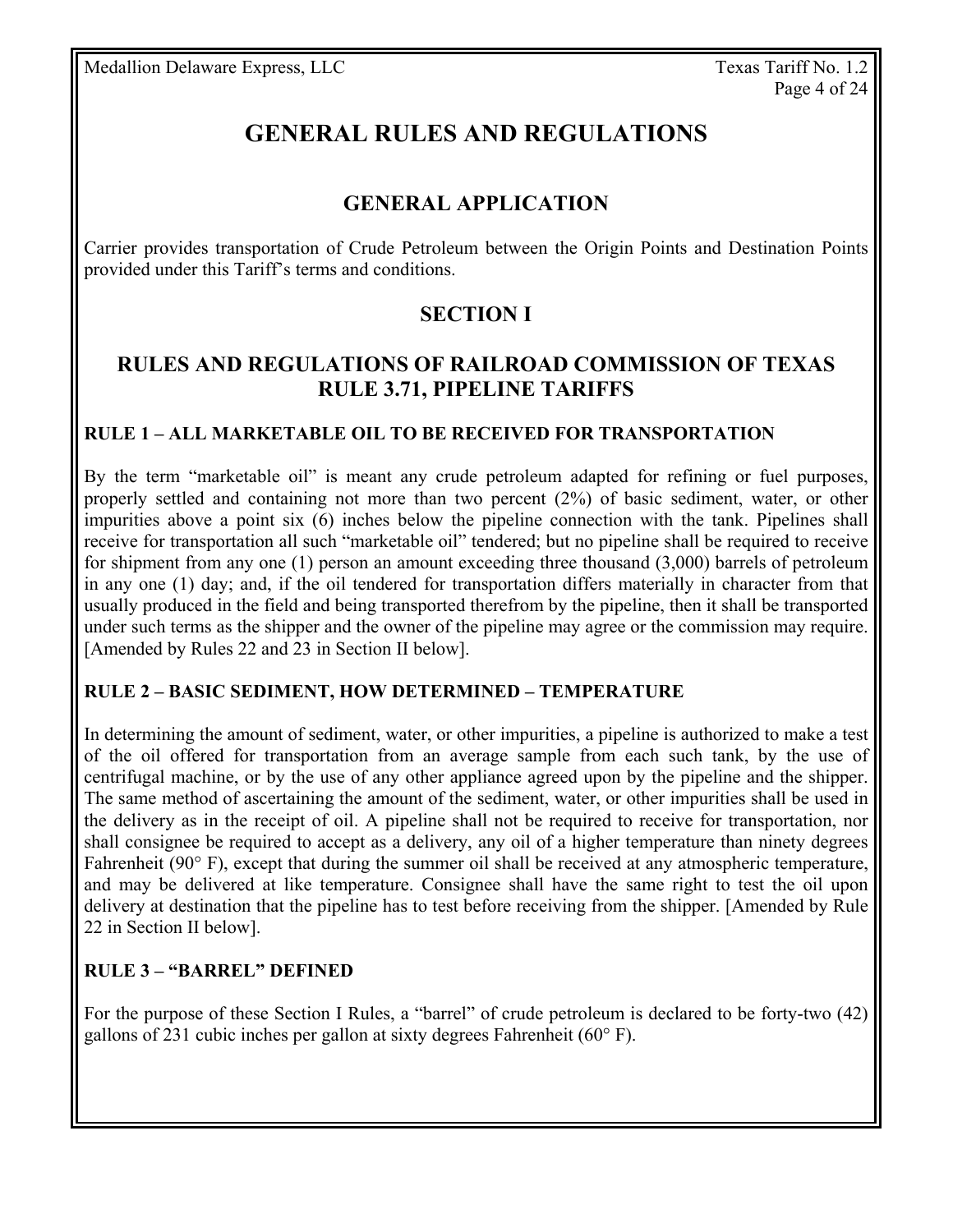# GENERAL RULES AND REGULATIONS

## GENERAL APPLICATION

Carrier provides transportation of Crude Petroleum between the Origin Points and Destination Points provided under this Tariff's terms and conditions.

## SECTION I

## RULES AND REGULATIONS OF RAILROAD COMMISSION OF TEXAS RULE 3.71, PIPELINE TARIFFS

### RULE 1 – ALL MARKETABLE OIL TO BE RECEIVED FOR TRANSPORTATION

By the term "marketable oil" is meant any crude petroleum adapted for refining or fuel purposes, properly settled and containing not more than two percent (2%) of basic sediment, water, or other impurities above a point six (6) inches below the pipeline connection with the tank. Pipelines shall receive for transportation all such "marketable oil" tendered; but no pipeline shall be required to receive for shipment from any one (1) person an amount exceeding three thousand (3,000) barrels of petroleum in any one (1) day; and, if the oil tendered for transportation differs materially in character from that usually produced in the field and being transported therefrom by the pipeline, then it shall be transported under such terms as the shipper and the owner of the pipeline may agree or the commission may require. [Amended by Rules 22 and 23 in Section II below].

### RULE 2 – BASIC SEDIMENT, HOW DETERMINED – TEMPERATURE

In determining the amount of sediment, water, or other impurities, a pipeline is authorized to make a test of the oil offered for transportation from an average sample from each such tank, by the use of centrifugal machine, or by the use of any other appliance agreed upon by the pipeline and the shipper. The same method of ascertaining the amount of the sediment, water, or other impurities shall be used in the delivery as in the receipt of oil. A pipeline shall not be required to receive for transportation, nor shall consignee be required to accept as a delivery, any oil of a higher temperature than ninety degrees Fahrenheit (90° F), except that during the summer oil shall be received at any atmospheric temperature, and may be delivered at like temperature. Consignee shall have the same right to test the oil upon delivery at destination that the pipeline has to test before receiving from the shipper. [Amended by Rule 22 in Section II below].

### RULE 3 – "BARREL" DEFINED

For the purpose of these Section I Rules, a "barrel" of crude petroleum is declared to be forty-two (42) gallons of 231 cubic inches per gallon at sixty degrees Fahrenheit (60° F).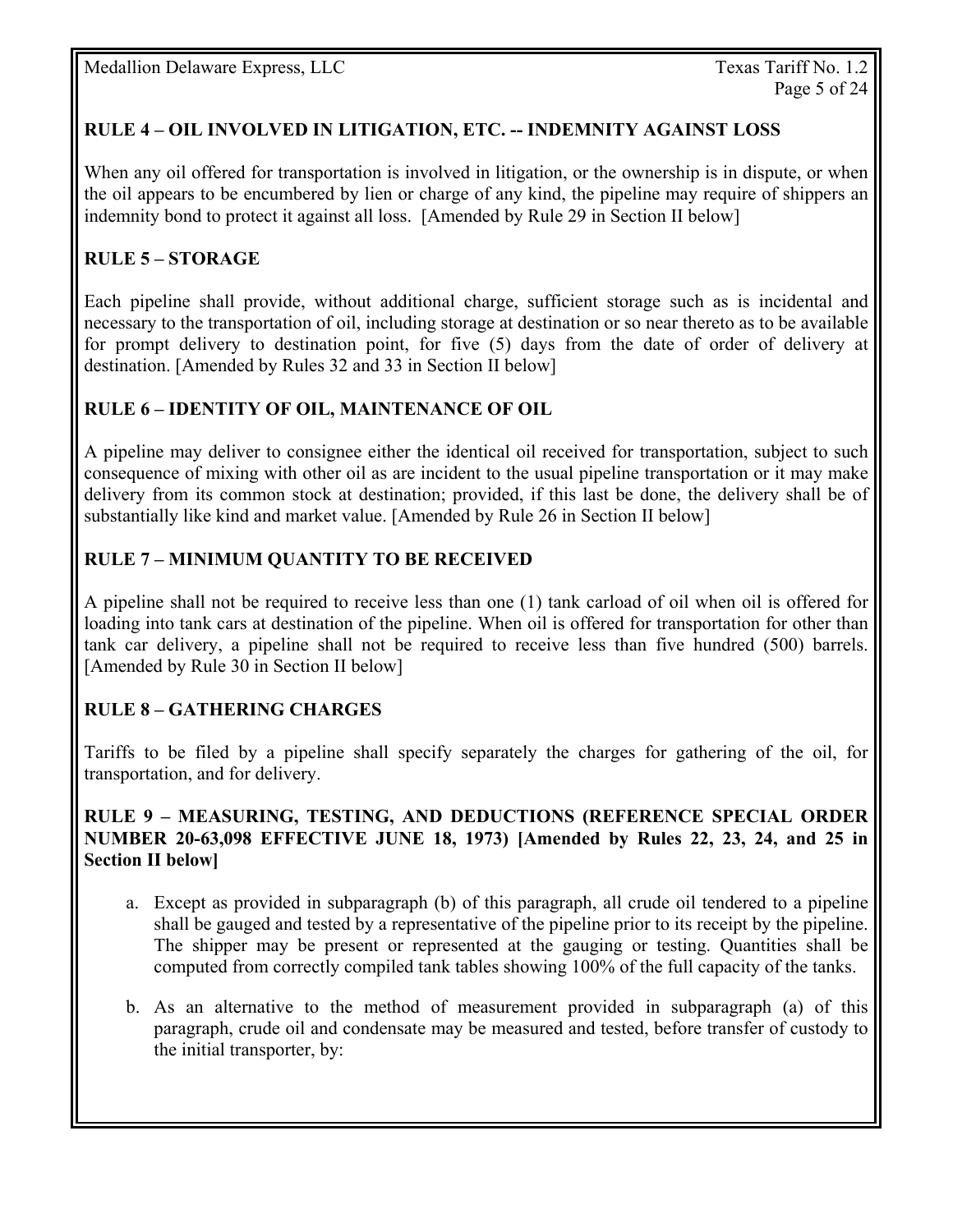## RULE 4 – OIL INVOLVED IN LITIGATION, ETC. -- INDEMNITY AGAINST LOSS

When any oil offered for transportation is involved in litigation, or the ownership is in dispute, or when the oil appears to be encumbered by lien or charge of any kind, the pipeline may require of shippers an indemnity bond to protect it against all loss. [Amended by Rule 29 in Section II below]

## RULE 5 – STORAGE

Each pipeline shall provide, without additional charge, sufficient storage such as is incidental and necessary to the transportation of oil, including storage at destination or so near thereto as to be available for prompt delivery to destination point, for five (5) days from the date of order of delivery at destination. [Amended by Rules 32 and 33 in Section II below]

## RULE 6 – IDENTITY OF OIL, MAINTENANCE OF OIL

A pipeline may deliver to consignee either the identical oil received for transportation, subject to such consequence of mixing with other oil as are incident to the usual pipeline transportation or it may make delivery from its common stock at destination; provided, if this last be done, the delivery shall be of substantially like kind and market value. [Amended by Rule 26 in Section II below]

## RULE 7 – MINIMUM QUANTITY TO BE RECEIVED

A pipeline shall not be required to receive less than one (1) tank carload of oil when oil is offered for loading into tank cars at destination of the pipeline. When oil is offered for transportation for other than tank car delivery, a pipeline shall not be required to receive less than five hundred (500) barrels. [Amended by Rule 30 in Section II below]

## RULE 8 – GATHERING CHARGES

Tariffs to be filed by a pipeline shall specify separately the charges for gathering of the oil, for transportation, and for delivery.

## RULE 9 – MEASURING, TESTING, AND DEDUCTIONS (REFERENCE SPECIAL ORDER NUMBER 20-63,098 EFFECTIVE JUNE 18, 1973) [Amended by Rules 22, 23, 24, and 25 in Section II below]

a. Except as provided in subparagraph (b) of this paragraph, all crude oil tendered to a pipeline shall be gauged and tested by a representative of the pipeline prior to its receipt by the pipeline. The shipper may be present or represented at the gauging or testing. Quantities shall be computed from correctly compiled tank tables showing 100% of the full capacity of the tanks.

b. As an alternative to the method of measurement provided in subparagraph (a) of this paragraph, crude oil and condensate may be measured and tested, before transfer of custody to the initial transporter, by: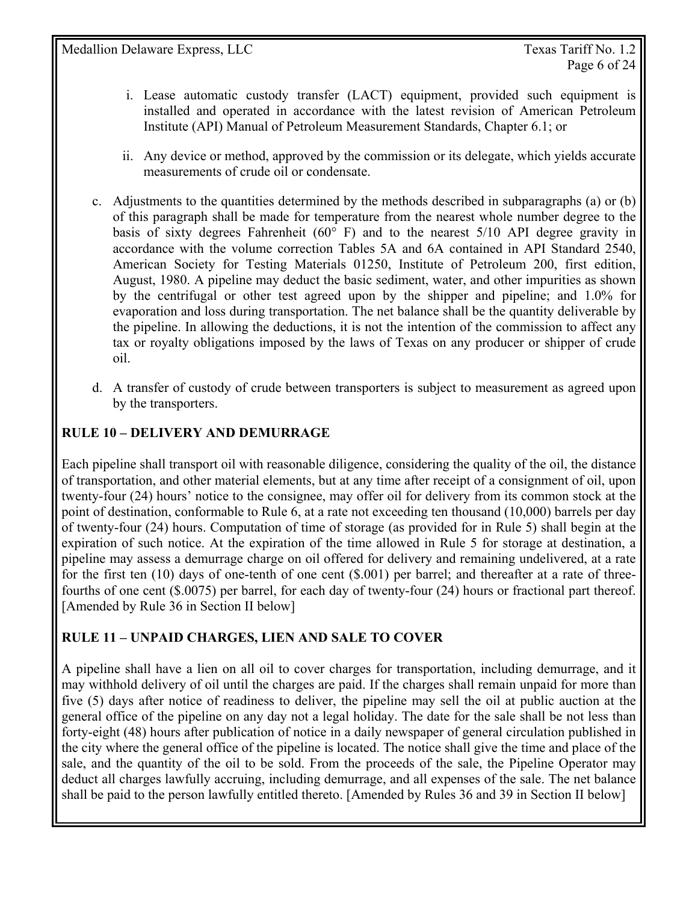i. Lease automatic custody transfer (LACT) equipment, provided such equipment is installed and operated in accordance with the latest revision of American Petroleum Institute (API) Manual of Petroleum Measurement Standards, Chapter 6.1; or

ii. Any device or method, approved by the commission or its delegate, which yields accurate measurements of crude oil or condensate.

c. Adjustments to the quantities determined by the methods described in subparagraphs (a) or (b) of this paragraph shall be made for temperature from the nearest whole number degree to the basis of sixty degrees Fahrenheit (60° F) and to the nearest 5/10 API degree gravity in accordance with the volume correction Tables 5A and 6A contained in API Standard 2540, American Society for Testing Materials 01250, Institute of Petroleum 200, first edition, August, 1980. A pipeline may deduct the basic sediment, water, and other impurities as shown by the centrifugal or other test agreed upon by the shipper and pipeline; and 1.0% for evaporation and loss during transportation. The net balance shall be the quantity deliverable by the pipeline. In allowing the deductions, it is not the intention of the commission to affect any tax or royalty obligations imposed by the laws of Texas on any producer or shipper of crude oil.

d. A transfer of custody of crude between transporters is subject to measurement as agreed upon by the transporters.

## RULE 10 – DELIVERY AND DEMURRAGE

Each pipeline shall transport oil with reasonable diligence, considering the quality of the oil, the distance of transportation, and other material elements, but at any time after receipt of a consignment of oil, upon twenty-four (24) hours' notice to the consignee, may offer oil for delivery from its common stock at the point of destination, conformable to Rule 6, at a rate not exceeding ten thousand (10,000) barrels per day of twenty-four (24) hours. Computation of time of storage (as provided for in Rule 5) shall begin at the expiration of such notice. At the expiration of the time allowed in Rule 5 for storage at destination, a pipeline may assess a demurrage charge on oil offered for delivery and remaining undelivered, at a rate for the first ten (10) days of one-tenth of one cent ($.001) per barrel; and thereafter at a rate of three-fourths of one cent ($.0075) per barrel, for each day of twenty-four (24) hours or fractional part thereof. [Amended by Rule 36 in Section II below]

## RULE 11 – UNPAID CHARGES, LIEN AND SALE TO COVER

A pipeline shall have a lien on all oil to cover charges for transportation, including demurrage, and it may withhold delivery of oil until the charges are paid. If the charges shall remain unpaid for more than five (5) days after notice of readiness to deliver, the pipeline may sell the oil at public auction at the general office of the pipeline on any day not a legal holiday. The date for the sale shall be not less than forty-eight (48) hours after publication of notice in a daily newspaper of general circulation published in the city where the general office of the pipeline is located. The notice shall give the time and place of the sale, and the quantity of the oil to be sold. From the proceeds of the sale, the Pipeline Operator may deduct all charges lawfully accruing, including demurrage, and all expenses of the sale. The net balance shall be paid to the person lawfully entitled thereto. [Amended by Rules 36 and 39 in Section II below]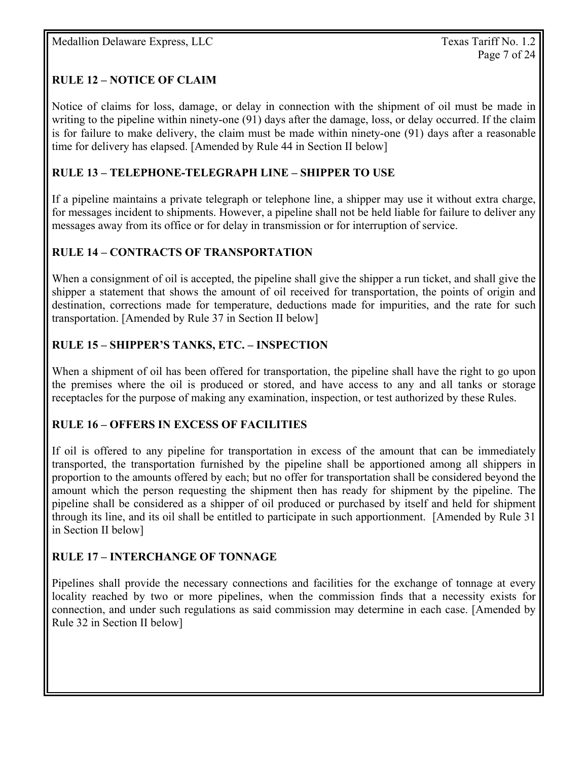## RULE 12 – NOTICE OF CLAIM

Notice of claims for loss, damage, or delay in connection with the shipment of oil must be made in writing to the pipeline within ninety-one (91) days after the damage, loss, or delay occurred. If the claim is for failure to make delivery, the claim must be made within ninety-one (91) days after a reasonable time for delivery has elapsed. [Amended by Rule 44 in Section II below]

## RULE 13 – TELEPHONE-TELEGRAPH LINE – SHIPPER TO USE

If a pipeline maintains a private telegraph or telephone line, a shipper may use it without extra charge, for messages incident to shipments. However, a pipeline shall not be held liable for failure to deliver any messages away from its office or for delay in transmission or for interruption of service.

## RULE 14 – CONTRACTS OF TRANSPORTATION

When a consignment of oil is accepted, the pipeline shall give the shipper a run ticket, and shall give the shipper a statement that shows the amount of oil received for transportation, the points of origin and destination, corrections made for temperature, deductions made for impurities, and the rate for such transportation. [Amended by Rule 37 in Section II below]

## RULE 15 – SHIPPER'S TANKS, ETC. – INSPECTION

When a shipment of oil has been offered for transportation, the pipeline shall have the right to go upon the premises where the oil is produced or stored, and have access to any and all tanks or storage receptacles for the purpose of making any examination, inspection, or test authorized by these Rules.

## RULE 16 – OFFERS IN EXCESS OF FACILITIES

If oil is offered to any pipeline for transportation in excess of the amount that can be immediately transported, the transportation furnished by the pipeline shall be apportioned among all shippers in proportion to the amounts offered by each; but no offer for transportation shall be considered beyond the amount which the person requesting the shipment then has ready for shipment by the pipeline. The pipeline shall be considered as a shipper of oil produced or purchased by itself and held for shipment through its line, and its oil shall be entitled to participate in such apportionment. [Amended by Rule 31 in Section II below]

## RULE 17 – INTERCHANGE OF TONNAGE

Pipelines shall provide the necessary connections and facilities for the exchange of tonnage at every locality reached by two or more pipelines, when the commission finds that a necessity exists for connection, and under such regulations as said commission may determine in each case. [Amended by Rule 32 in Section II below]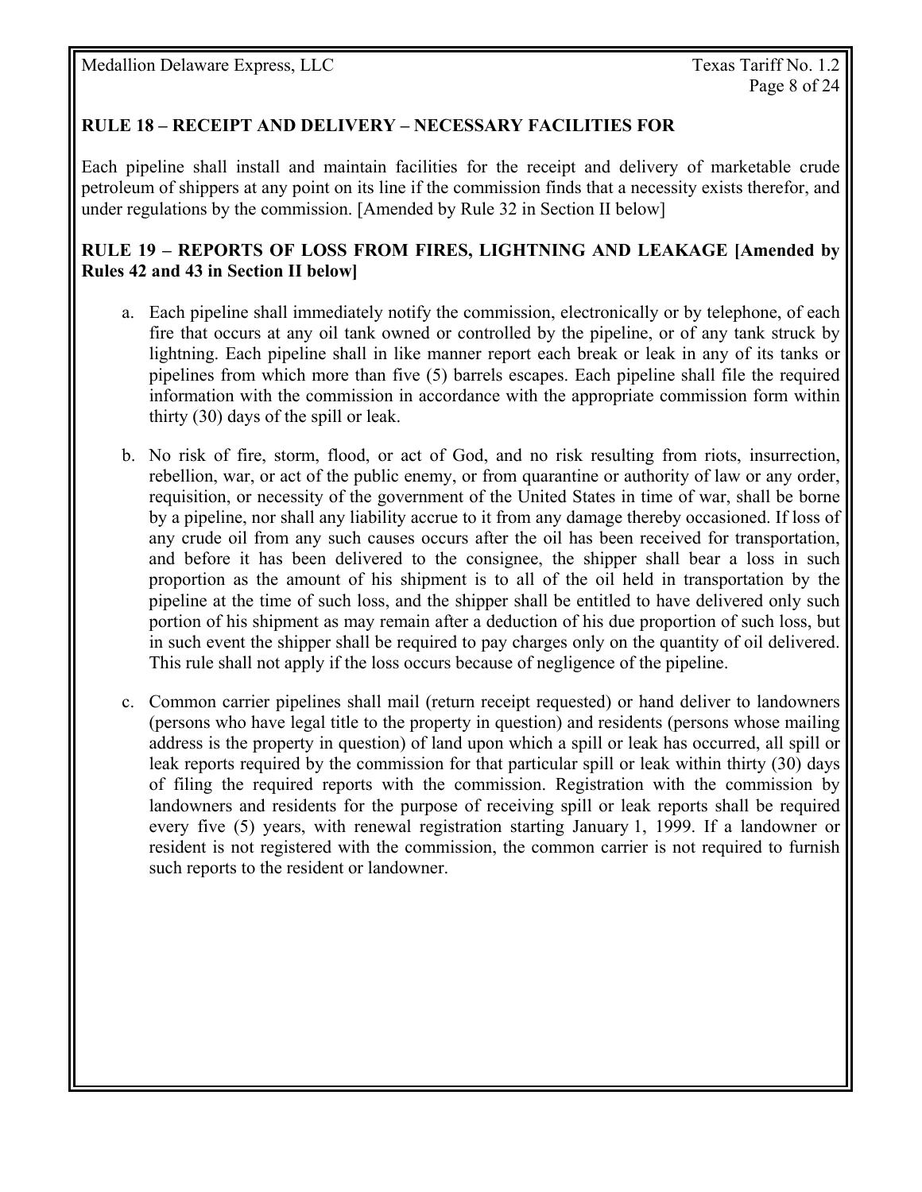## RULE 18 – RECEIPT AND DELIVERY – NECESSARY FACILITIES FOR

Each pipeline shall install and maintain facilities for the receipt and delivery of marketable crude petroleum of shippers at any point on its line if the commission finds that a necessity exists therefor, and under regulations by the commission. [Amended by Rule 32 in Section II below]

## RULE 19 – REPORTS OF LOSS FROM FIRES, LIGHTNING AND LEAKAGE [Amended by Rules 42 and 43 in Section II below]

a. Each pipeline shall immediately notify the commission, electronically or by telephone, of each fire that occurs at any oil tank owned or controlled by the pipeline, or of any tank struck by lightning. Each pipeline shall in like manner report each break or leak in any of its tanks or pipelines from which more than five (5) barrels escapes. Each pipeline shall file the required information with the commission in accordance with the appropriate commission form within thirty (30) days of the spill or leak.

b. No risk of fire, storm, flood, or act of God, and no risk resulting from riots, insurrection, rebellion, war, or act of the public enemy, or from quarantine or authority of law or any order, requisition, or necessity of the government of the United States in time of war, shall be borne by a pipeline, nor shall any liability accrue to it from any damage thereby occasioned. If loss of any crude oil from any such causes occurs after the oil has been received for transportation, and before it has been delivered to the consignee, the shipper shall bear a loss in such proportion as the amount of his shipment is to all of the oil held in transportation by the pipeline at the time of such loss, and the shipper shall be entitled to have delivered only such portion of his shipment as may remain after a deduction of his due proportion of such loss, but in such event the shipper shall be required to pay charges only on the quantity of oil delivered. This rule shall not apply if the loss occurs because of negligence of the pipeline.

c. Common carrier pipelines shall mail (return receipt requested) or hand deliver to landowners (persons who have legal title to the property in question) and residents (persons whose mailing address is the property in question) of land upon which a spill or leak has occurred, all spill or leak reports required by the commission for that particular spill or leak within thirty (30) days of filing the required reports with the commission. Registration with the commission by landowners and residents for the purpose of receiving spill or leak reports shall be required every five (5) years, with renewal registration starting January 1, 1999. If a landowner or resident is not registered with the commission, the common carrier is not required to furnish such reports to the resident or landowner.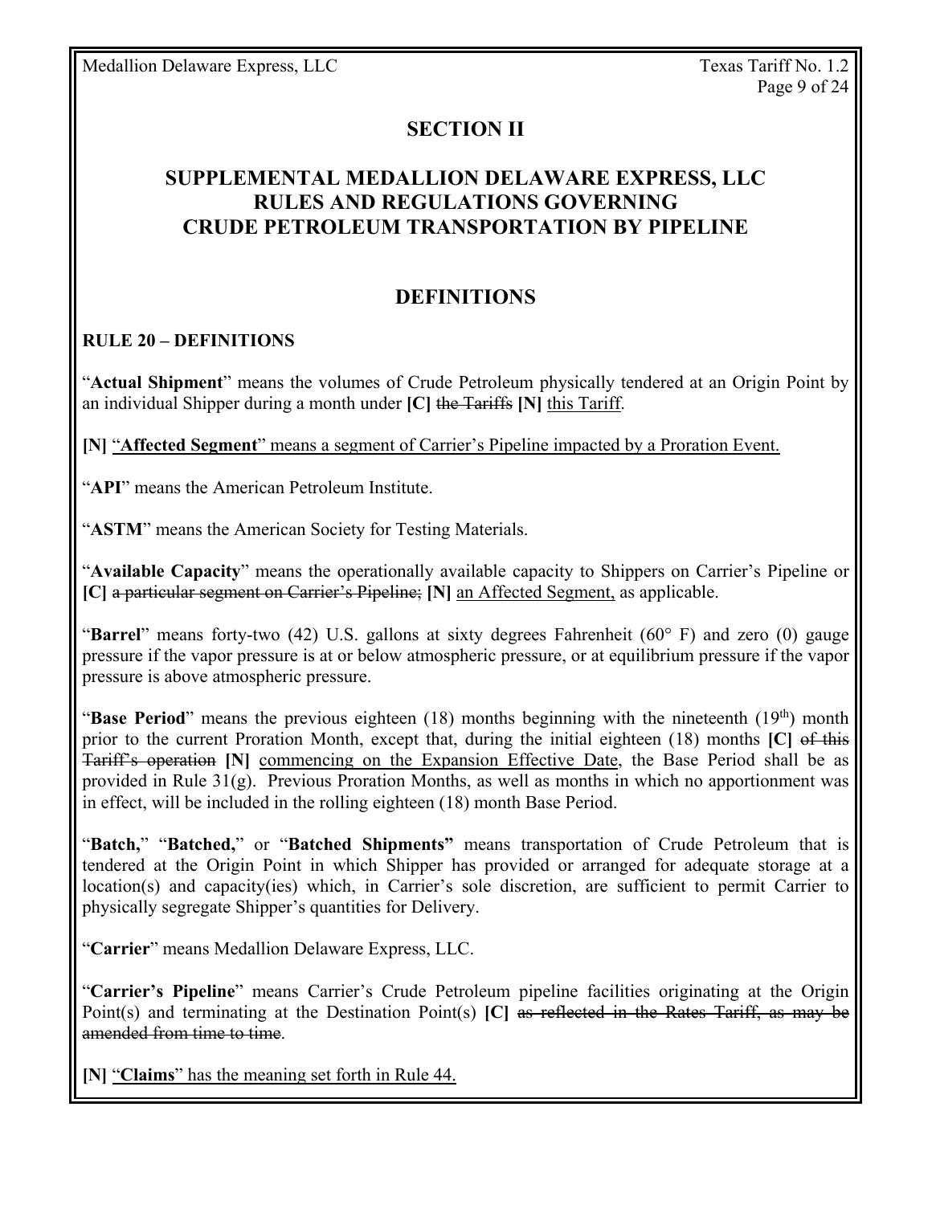## SECTION II

## SUPPLEMENTAL MEDALLION DELAWARE EXPRESS, LLC RULES AND REGULATIONS GOVERNING CRUDE PETROLEUM TRANSPORTATION BY PIPELINE

## DEFINITIONS

### RULE 20 – DEFINITIONS

"**Actual Shipment**" means the volumes of Crude Petroleum physically tendered at an Origin Point by an individual Shipper during a month under **[C]** ~~the Tariffs~~ **[N]** <u>this Tariff</u>.

**[N]** <u>"**Affected Segment**" means a segment of Carrier's Pipeline impacted by a Proration Event.</u>

"**API**" means the American Petroleum Institute.

"**ASTM**" means the American Society for Testing Materials.

"**Available Capacity**" means the operationally available capacity to Shippers on Carrier's Pipeline or **[C]** ~~a particular segment on Carrier's Pipeline;~~ **[N]** <u>an Affected Segment,</u> as applicable.

"**Barrel**" means forty-two (42) U.S. gallons at sixty degrees Fahrenheit (60° F) and zero (0) gauge pressure if the vapor pressure is at or below atmospheric pressure, or at equilibrium pressure if the vapor pressure is above atmospheric pressure.

"**Base Period**" means the previous eighteen (18) months beginning with the nineteenth (19th) month prior to the current Proration Month, except that, during the initial eighteen (18) months **[C]** ~~of this Tariff's operation~~ **[N]** <u>commencing on the Expansion Effective Date</u>, the Base Period shall be as provided in Rule 31(g). Previous Proration Months, as well as months in which no apportionment was in effect, will be included in the rolling eighteen (18) month Base Period.

"**Batch,**" "**Batched,**" or "**Batched Shipments**" means transportation of Crude Petroleum that is tendered at the Origin Point in which Shipper has provided or arranged for adequate storage at a location(s) and capacity(ies) which, in Carrier's sole discretion, are sufficient to permit Carrier to physically segregate Shipper's quantities for Delivery.

"**Carrier**" means Medallion Delaware Express, LLC.

"**Carrier's Pipeline**" means Carrier's Crude Petroleum pipeline facilities originating at the Origin Point(s) and terminating at the Destination Point(s) **[C]** ~~as reflected in the Rates Tariff, as may be amended from time to time~~.

**[N]** <u>"**Claims**" has the meaning set forth in Rule 44.</u>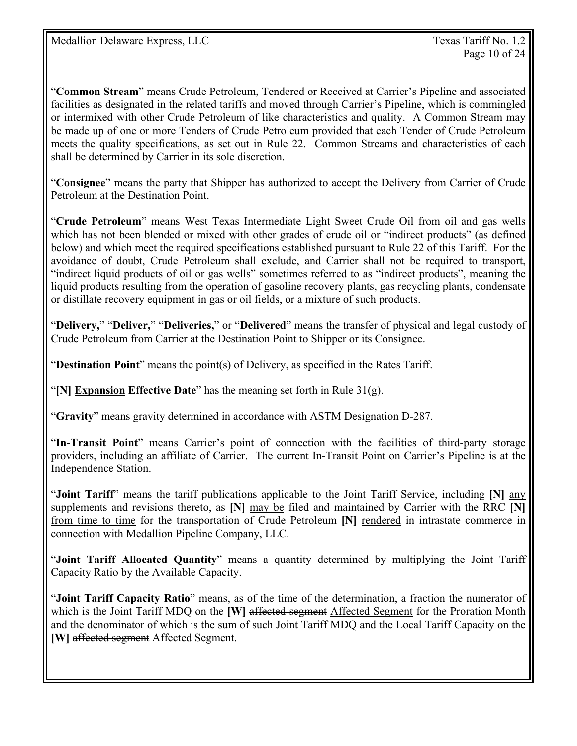"**Common Stream**" means Crude Petroleum, Tendered or Received at Carrier's Pipeline and associated facilities as designated in the related tariffs and moved through Carrier's Pipeline, which is commingled or intermixed with other Crude Petroleum of like characteristics and quality. A Common Stream may be made up of one or more Tenders of Crude Petroleum provided that each Tender of Crude Petroleum meets the quality specifications, as set out in Rule 22. Common Streams and characteristics of each shall be determined by Carrier in its sole discretion.

"**Consignee**" means the party that Shipper has authorized to accept the Delivery from Carrier of Crude Petroleum at the Destination Point.

"**Crude Petroleum**" means West Texas Intermediate Light Sweet Crude Oil from oil and gas wells which has not been blended or mixed with other grades of crude oil or "indirect products" (as defined below) and which meet the required specifications established pursuant to Rule 22 of this Tariff. For the avoidance of doubt, Crude Petroleum shall exclude, and Carrier shall not be required to transport, "indirect liquid products of oil or gas wells" sometimes referred to as "indirect products", meaning the liquid products resulting from the operation of gasoline recovery plants, gas recycling plants, condensate or distillate recovery equipment in gas or oil fields, or a mixture of such products.

"**Delivery,**" "**Deliver,**" "**Deliveries,**" or "**Delivered**" means the transfer of physical and legal custody of Crude Petroleum from Carrier at the Destination Point to Shipper or its Consignee.

"**Destination Point**" means the point(s) of Delivery, as specified in the Rates Tariff.

"**[N] <u>Expansion</u> Effective Date**" has the meaning set forth in Rule 31(g).

"**Gravity**" means gravity determined in accordance with ASTM Designation D-287.

"**In-Transit Point**" means Carrier's point of connection with the facilities of third-party storage providers, including an affiliate of Carrier. The current In-Transit Point on Carrier's Pipeline is at the Independence Station.

"**Joint Tariff**" means the tariff publications applicable to the Joint Tariff Service, including **[N]** <u>any</u> supplements and revisions thereto, as **[N]** <u>may be</u> filed and maintained by Carrier with the RRC **[N]** <u>from time to time</u> for the transportation of Crude Petroleum **[N]** <u>rendered</u> in intrastate commerce in connection with Medallion Pipeline Company, LLC.

"**Joint Tariff Allocated Quantity**" means a quantity determined by multiplying the Joint Tariff Capacity Ratio by the Available Capacity.

"**Joint Tariff Capacity Ratio**" means, as of the time of the determination, a fraction the numerator of which is the Joint Tariff MDQ on the **[W]** ~~affected segment~~ <u>Affected Segment</u> for the Proration Month and the denominator of which is the sum of such Joint Tariff MDQ and the Local Tariff Capacity on the **[W]** ~~affected segment~~ <u>Affected Segment</u>.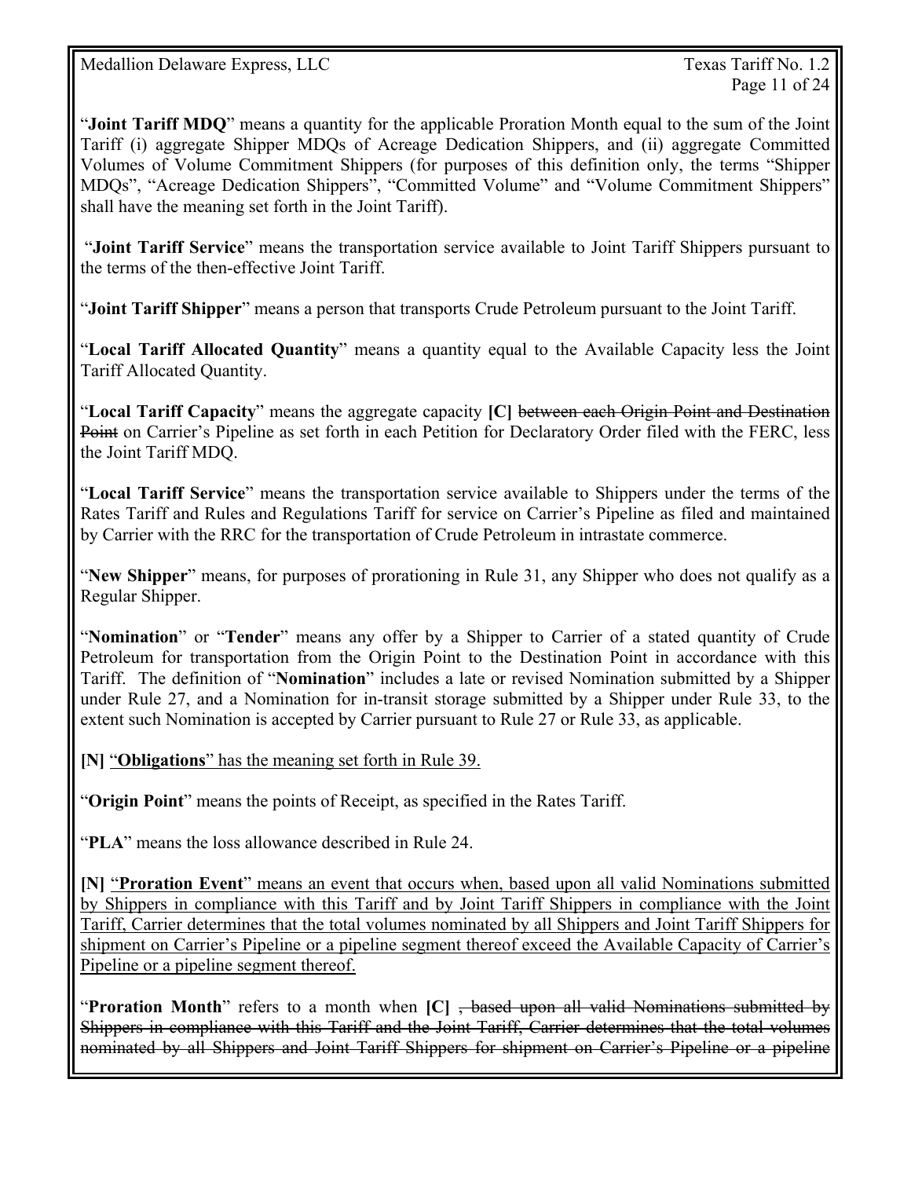"**Joint Tariff MDQ**" means a quantity for the applicable Proration Month equal to the sum of the Joint Tariff (i) aggregate Shipper MDQs of Acreage Dedication Shippers, and (ii) aggregate Committed Volumes of Volume Commitment Shippers (for purposes of this definition only, the terms "Shipper MDQs", "Acreage Dedication Shippers", "Committed Volume" and "Volume Commitment Shippers" shall have the meaning set forth in the Joint Tariff).

"**Joint Tariff Service**" means the transportation service available to Joint Tariff Shippers pursuant to the terms of the then-effective Joint Tariff.

"**Joint Tariff Shipper**" means a person that transports Crude Petroleum pursuant to the Joint Tariff.

"**Local Tariff Allocated Quantity**" means a quantity equal to the Available Capacity less the Joint Tariff Allocated Quantity.

"**Local Tariff Capacity**" means the aggregate capacity **[C]** ~~between each Origin Point and Destination Point~~ on Carrier's Pipeline as set forth in each Petition for Declaratory Order filed with the FERC, less the Joint Tariff MDQ.

"**Local Tariff Service**" means the transportation service available to Shippers under the terms of the Rates Tariff and Rules and Regulations Tariff for service on Carrier's Pipeline as filed and maintained by Carrier with the RRC for the transportation of Crude Petroleum in intrastate commerce.

"**New Shipper**" means, for purposes of prorationing in Rule 31, any Shipper who does not qualify as a Regular Shipper.

"**Nomination**" or "**Tender**" means any offer by a Shipper to Carrier of a stated quantity of Crude Petroleum for transportation from the Origin Point to the Destination Point in accordance with this Tariff. The definition of "**Nomination**" includes a late or revised Nomination submitted by a Shipper under Rule 27, and a Nomination for in-transit storage submitted by a Shipper under Rule 33, to the extent such Nomination is accepted by Carrier pursuant to Rule 27 or Rule 33, as applicable.

**[N]** <u>"**Obligations**" has the meaning set forth in Rule 39.</u>

"**Origin Point**" means the points of Receipt, as specified in the Rates Tariff.

"**PLA**" means the loss allowance described in Rule 24.

**[N]** <u>"**Proration Event**" means an event that occurs when, based upon all valid Nominations submitted by Shippers in compliance with this Tariff and by Joint Tariff Shippers in compliance with the Joint Tariff, Carrier determines that the total volumes nominated by all Shippers and Joint Tariff Shippers for shipment on Carrier's Pipeline or a pipeline segment thereof exceed the Available Capacity of Carrier's Pipeline or a pipeline segment thereof.</u>

"**Proration Month**" refers to a month when **[C]** ~~, based upon all valid Nominations submitted by Shippers in compliance with this Tariff and the Joint Tariff, Carrier determines that the total volumes nominated by all Shippers and Joint Tariff Shippers for shipment on Carrier's Pipeline or a pipeline~~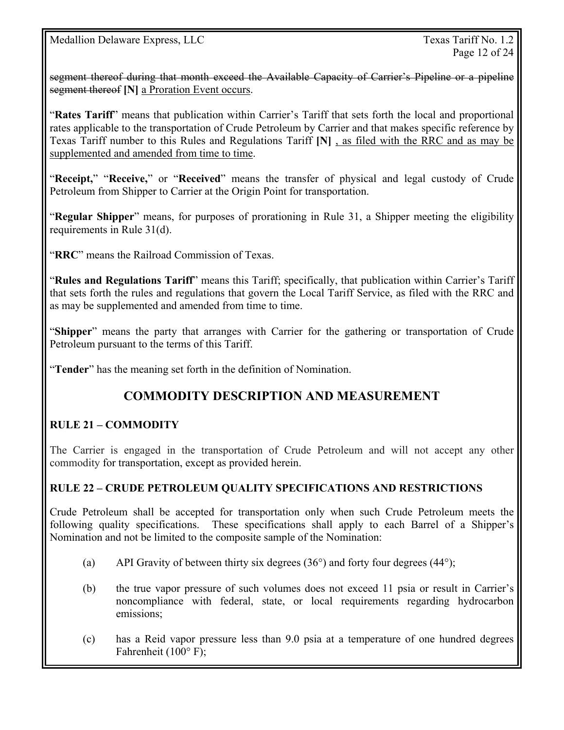~~segment thereof during that month exceed the Available Capacity of Carrier's Pipeline or a pipeline segment thereof~~ **[N]** <u>a Proration Event occurs</u>.

"**Rates Tariff**" means that publication within Carrier's Tariff that sets forth the local and proportional rates applicable to the transportation of Crude Petroleum by Carrier and that makes specific reference by Texas Tariff number to this Rules and Regulations Tariff **[N]** <u>, as filed with the RRC and as may be supplemented and amended from time to time</u>.

"**Receipt,**" "**Receive,**" or "**Received**" means the transfer of physical and legal custody of Crude Petroleum from Shipper to Carrier at the Origin Point for transportation.

"**Regular Shipper**" means, for purposes of prorationing in Rule 31, a Shipper meeting the eligibility requirements in Rule 31(d).

"**RRC**" means the Railroad Commission of Texas.

"**Rules and Regulations Tariff**" means this Tariff; specifically, that publication within Carrier's Tariff that sets forth the rules and regulations that govern the Local Tariff Service, as filed with the RRC and as may be supplemented and amended from time to time.

"**Shipper**" means the party that arranges with Carrier for the gathering or transportation of Crude Petroleum pursuant to the terms of this Tariff.

"**Tender**" has the meaning set forth in the definition of Nomination.

## COMMODITY DESCRIPTION AND MEASUREMENT

### RULE 21 – COMMODITY

The Carrier is engaged in the transportation of Crude Petroleum and will not accept any other commodity for transportation, except as provided herein.

### RULE 22 – CRUDE PETROLEUM QUALITY SPECIFICATIONS AND RESTRICTIONS

Crude Petroleum shall be accepted for transportation only when such Crude Petroleum meets the following quality specifications. These specifications shall apply to each Barrel of a Shipper's Nomination and not be limited to the composite sample of the Nomination:

(a) API Gravity of between thirty six degrees (36°) and forty four degrees (44°);

(b) the true vapor pressure of such volumes does not exceed 11 psia or result in Carrier's noncompliance with federal, state, or local requirements regarding hydrocarbon emissions;

(c) has a Reid vapor pressure less than 9.0 psia at a temperature of one hundred degrees Fahrenheit (100° F);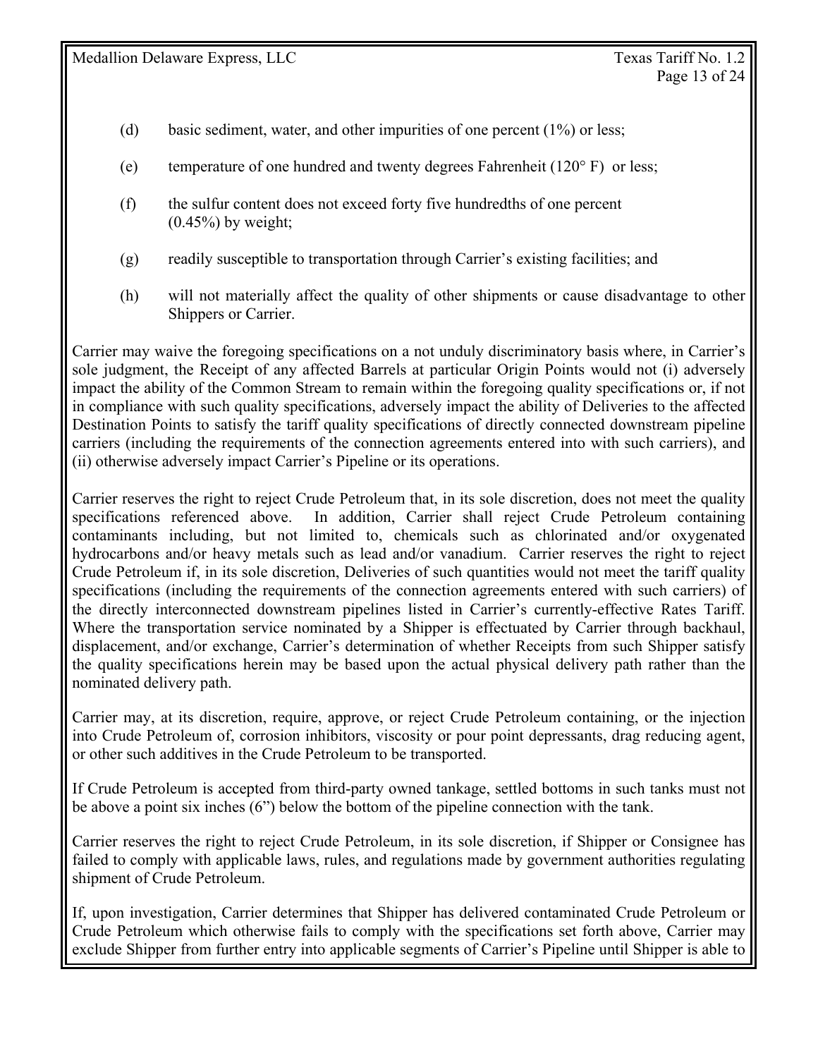(d) basic sediment, water, and other impurities of one percent (1%) or less;

(e) temperature of one hundred and twenty degrees Fahrenheit (120° F) or less;

(f) the sulfur content does not exceed forty five hundredths of one percent (0.45%) by weight;

(g) readily susceptible to transportation through Carrier's existing facilities; and

(h) will not materially affect the quality of other shipments or cause disadvantage to other Shippers or Carrier.

Carrier may waive the foregoing specifications on a not unduly discriminatory basis where, in Carrier's sole judgment, the Receipt of any affected Barrels at particular Origin Points would not (i) adversely impact the ability of the Common Stream to remain within the foregoing quality specifications or, if not in compliance with such quality specifications, adversely impact the ability of Deliveries to the affected Destination Points to satisfy the tariff quality specifications of directly connected downstream pipeline carriers (including the requirements of the connection agreements entered into with such carriers), and (ii) otherwise adversely impact Carrier's Pipeline or its operations.

Carrier reserves the right to reject Crude Petroleum that, in its sole discretion, does not meet the quality specifications referenced above. In addition, Carrier shall reject Crude Petroleum containing contaminants including, but not limited to, chemicals such as chlorinated and/or oxygenated hydrocarbons and/or heavy metals such as lead and/or vanadium. Carrier reserves the right to reject Crude Petroleum if, in its sole discretion, Deliveries of such quantities would not meet the tariff quality specifications (including the requirements of the connection agreements entered with such carriers) of the directly interconnected downstream pipelines listed in Carrier's currently-effective Rates Tariff. Where the transportation service nominated by a Shipper is effectuated by Carrier through backhaul, displacement, and/or exchange, Carrier's determination of whether Receipts from such Shipper satisfy the quality specifications herein may be based upon the actual physical delivery path rather than the nominated delivery path.

Carrier may, at its discretion, require, approve, or reject Crude Petroleum containing, or the injection into Crude Petroleum of, corrosion inhibitors, viscosity or pour point depressants, drag reducing agent, or other such additives in the Crude Petroleum to be transported.

If Crude Petroleum is accepted from third-party owned tankage, settled bottoms in such tanks must not be above a point six inches (6") below the bottom of the pipeline connection with the tank.

Carrier reserves the right to reject Crude Petroleum, in its sole discretion, if Shipper or Consignee has failed to comply with applicable laws, rules, and regulations made by government authorities regulating shipment of Crude Petroleum.

If, upon investigation, Carrier determines that Shipper has delivered contaminated Crude Petroleum or Crude Petroleum which otherwise fails to comply with the specifications set forth above, Carrier may exclude Shipper from further entry into applicable segments of Carrier's Pipeline until Shipper is able to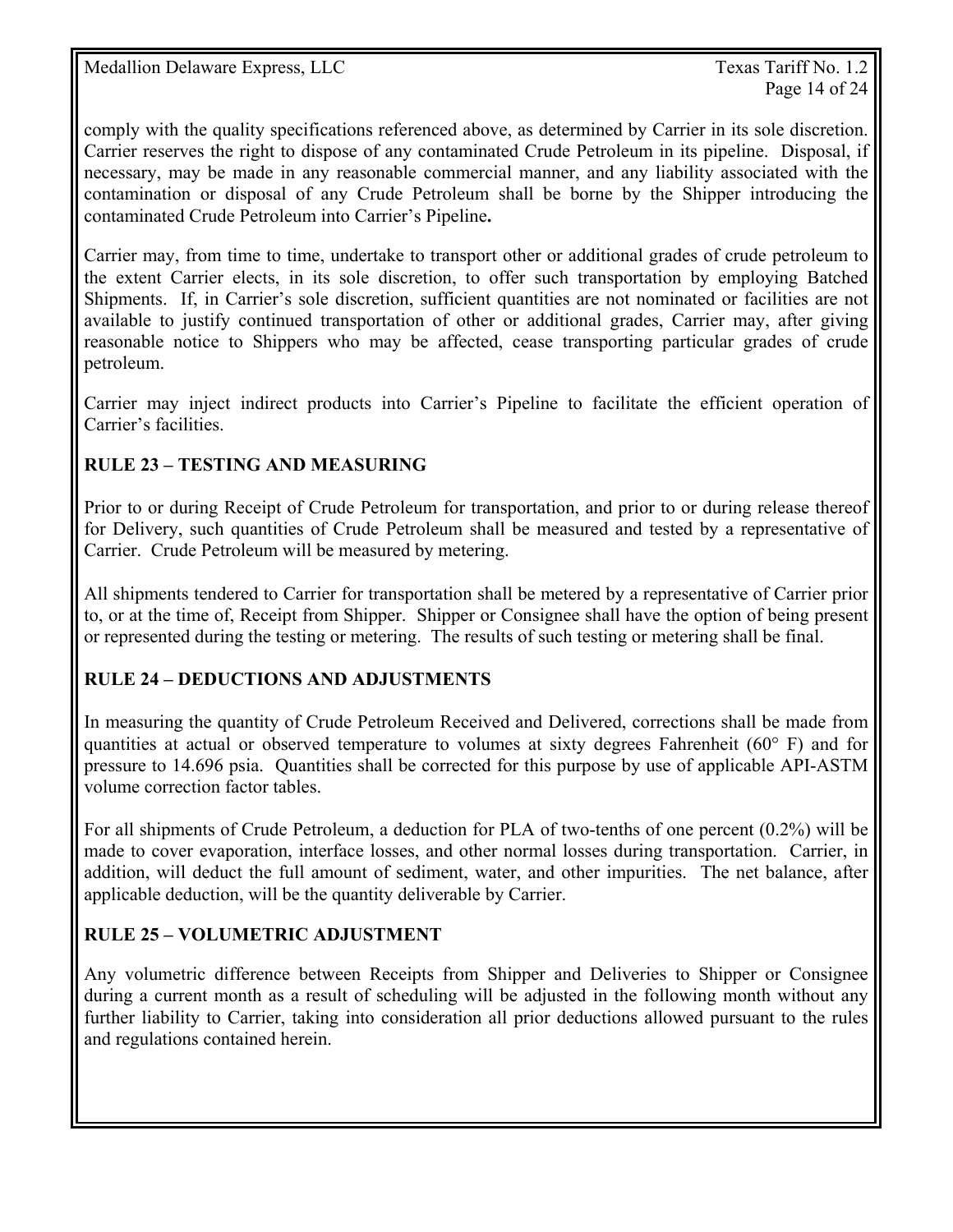comply with the quality specifications referenced above, as determined by Carrier in its sole discretion. Carrier reserves the right to dispose of any contaminated Crude Petroleum in its pipeline. Disposal, if necessary, may be made in any reasonable commercial manner, and any liability associated with the contamination or disposal of any Crude Petroleum shall be borne by the Shipper introducing the contaminated Crude Petroleum into Carrier's Pipeline**.**

Carrier may, from time to time, undertake to transport other or additional grades of crude petroleum to the extent Carrier elects, in its sole discretion, to offer such transportation by employing Batched Shipments. If, in Carrier's sole discretion, sufficient quantities are not nominated or facilities are not available to justify continued transportation of other or additional grades, Carrier may, after giving reasonable notice to Shippers who may be affected, cease transporting particular grades of crude petroleum.

Carrier may inject indirect products into Carrier's Pipeline to facilitate the efficient operation of Carrier's facilities.

## RULE 23 – TESTING AND MEASURING

Prior to or during Receipt of Crude Petroleum for transportation, and prior to or during release thereof for Delivery, such quantities of Crude Petroleum shall be measured and tested by a representative of Carrier. Crude Petroleum will be measured by metering.

All shipments tendered to Carrier for transportation shall be metered by a representative of Carrier prior to, or at the time of, Receipt from Shipper. Shipper or Consignee shall have the option of being present or represented during the testing or metering. The results of such testing or metering shall be final.

## RULE 24 – DEDUCTIONS AND ADJUSTMENTS

In measuring the quantity of Crude Petroleum Received and Delivered, corrections shall be made from quantities at actual or observed temperature to volumes at sixty degrees Fahrenheit (60° F) and for pressure to 14.696 psia. Quantities shall be corrected for this purpose by use of applicable API-ASTM volume correction factor tables.

For all shipments of Crude Petroleum, a deduction for PLA of two-tenths of one percent (0.2%) will be made to cover evaporation, interface losses, and other normal losses during transportation. Carrier, in addition, will deduct the full amount of sediment, water, and other impurities. The net balance, after applicable deduction, will be the quantity deliverable by Carrier.

## RULE 25 – VOLUMETRIC ADJUSTMENT

Any volumetric difference between Receipts from Shipper and Deliveries to Shipper or Consignee during a current month as a result of scheduling will be adjusted in the following month without any further liability to Carrier, taking into consideration all prior deductions allowed pursuant to the rules and regulations contained herein.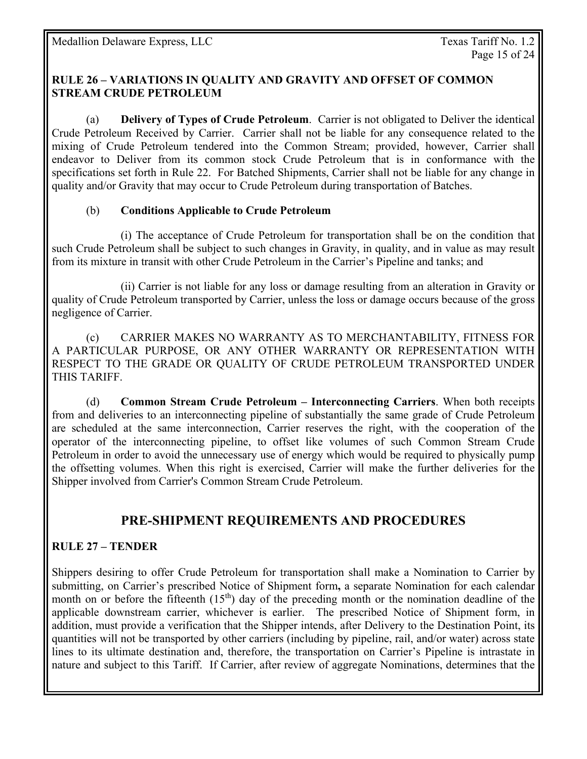**RULE 26 – VARIATIONS IN QUALITY AND GRAVITY AND OFFSET OF COMMON STREAM CRUDE PETROLEUM**

(a) **Delivery of Types of Crude Petroleum**. Carrier is not obligated to Deliver the identical Crude Petroleum Received by Carrier. Carrier shall not be liable for any consequence related to the mixing of Crude Petroleum tendered into the Common Stream; provided, however, Carrier shall endeavor to Deliver from its common stock Crude Petroleum that is in conformance with the specifications set forth in Rule 22. For Batched Shipments, Carrier shall not be liable for any change in quality and/or Gravity that may occur to Crude Petroleum during transportation of Batches.

(b) **Conditions Applicable to Crude Petroleum**

(i) The acceptance of Crude Petroleum for transportation shall be on the condition that such Crude Petroleum shall be subject to such changes in Gravity, in quality, and in value as may result from its mixture in transit with other Crude Petroleum in the Carrier's Pipeline and tanks; and

(ii) Carrier is not liable for any loss or damage resulting from an alteration in Gravity or quality of Crude Petroleum transported by Carrier, unless the loss or damage occurs because of the gross negligence of Carrier.

(c) CARRIER MAKES NO WARRANTY AS TO MERCHANTABILITY, FITNESS FOR A PARTICULAR PURPOSE, OR ANY OTHER WARRANTY OR REPRESENTATION WITH RESPECT TO THE GRADE OR QUALITY OF CRUDE PETROLEUM TRANSPORTED UNDER THIS TARIFF.

(d) **Common Stream Crude Petroleum – Interconnecting Carriers**. When both receipts from and deliveries to an interconnecting pipeline of substantially the same grade of Crude Petroleum are scheduled at the same interconnection, Carrier reserves the right, with the cooperation of the operator of the interconnecting pipeline, to offset like volumes of such Common Stream Crude Petroleum in order to avoid the unnecessary use of energy which would be required to physically pump the offsetting volumes. When this right is exercised, Carrier will make the further deliveries for the Shipper involved from Carrier's Common Stream Crude Petroleum.

## PRE-SHIPMENT REQUIREMENTS AND PROCEDURES

**RULE 27 – TENDER**

Shippers desiring to offer Crude Petroleum for transportation shall make a Nomination to Carrier by submitting, on Carrier's prescribed Notice of Shipment form**,** a separate Nomination for each calendar month on or before the fifteenth (15th) day of the preceding month or the nomination deadline of the applicable downstream carrier, whichever is earlier. The prescribed Notice of Shipment form, in addition, must provide a verification that the Shipper intends, after Delivery to the Destination Point, its quantities will not be transported by other carriers (including by pipeline, rail, and/or water) across state lines to its ultimate destination and, therefore, the transportation on Carrier's Pipeline is intrastate in nature and subject to this Tariff. If Carrier, after review of aggregate Nominations, determines that the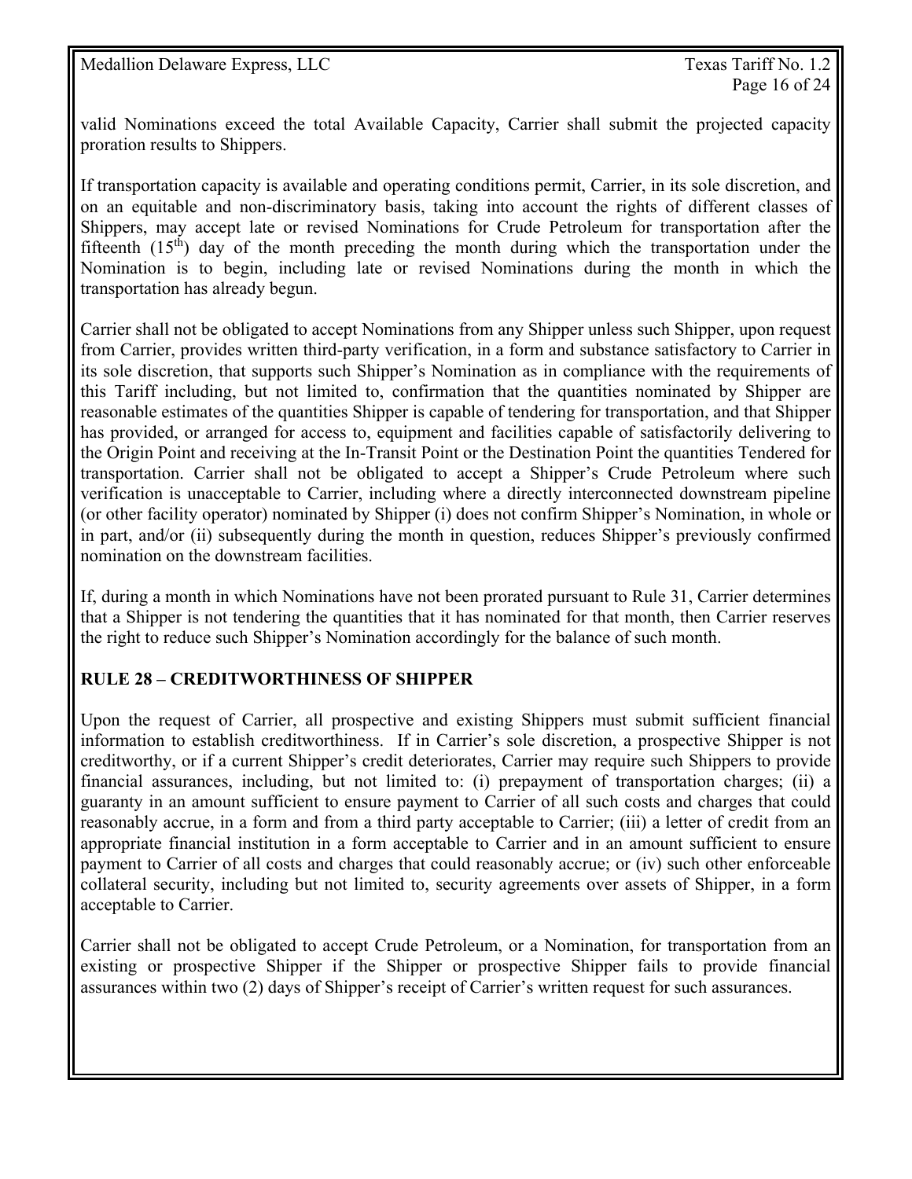valid Nominations exceed the total Available Capacity, Carrier shall submit the projected capacity proration results to Shippers.

If transportation capacity is available and operating conditions permit, Carrier, in its sole discretion, and on an equitable and non-discriminatory basis, taking into account the rights of different classes of Shippers, may accept late or revised Nominations for Crude Petroleum for transportation after the fifteenth (15th) day of the month preceding the month during which the transportation under the Nomination is to begin, including late or revised Nominations during the month in which the transportation has already begun.

Carrier shall not be obligated to accept Nominations from any Shipper unless such Shipper, upon request from Carrier, provides written third-party verification, in a form and substance satisfactory to Carrier in its sole discretion, that supports such Shipper's Nomination as in compliance with the requirements of this Tariff including, but not limited to, confirmation that the quantities nominated by Shipper are reasonable estimates of the quantities Shipper is capable of tendering for transportation, and that Shipper has provided, or arranged for access to, equipment and facilities capable of satisfactorily delivering to the Origin Point and receiving at the In-Transit Point or the Destination Point the quantities Tendered for transportation. Carrier shall not be obligated to accept a Shipper's Crude Petroleum where such verification is unacceptable to Carrier, including where a directly interconnected downstream pipeline (or other facility operator) nominated by Shipper (i) does not confirm Shipper's Nomination, in whole or in part, and/or (ii) subsequently during the month in question, reduces Shipper's previously confirmed nomination on the downstream facilities.

If, during a month in which Nominations have not been prorated pursuant to Rule 31, Carrier determines that a Shipper is not tendering the quantities that it has nominated for that month, then Carrier reserves the right to reduce such Shipper's Nomination accordingly for the balance of such month.

## RULE 28 – CREDITWORTHINESS OF SHIPPER

Upon the request of Carrier, all prospective and existing Shippers must submit sufficient financial information to establish creditworthiness. If in Carrier's sole discretion, a prospective Shipper is not creditworthy, or if a current Shipper's credit deteriorates, Carrier may require such Shippers to provide financial assurances, including, but not limited to: (i) prepayment of transportation charges; (ii) a guaranty in an amount sufficient to ensure payment to Carrier of all such costs and charges that could reasonably accrue, in a form and from a third party acceptable to Carrier; (iii) a letter of credit from an appropriate financial institution in a form acceptable to Carrier and in an amount sufficient to ensure payment to Carrier of all costs and charges that could reasonably accrue; or (iv) such other enforceable collateral security, including but not limited to, security agreements over assets of Shipper, in a form acceptable to Carrier.

Carrier shall not be obligated to accept Crude Petroleum, or a Nomination, for transportation from an existing or prospective Shipper if the Shipper or prospective Shipper fails to provide financial assurances within two (2) days of Shipper's receipt of Carrier's written request for such assurances.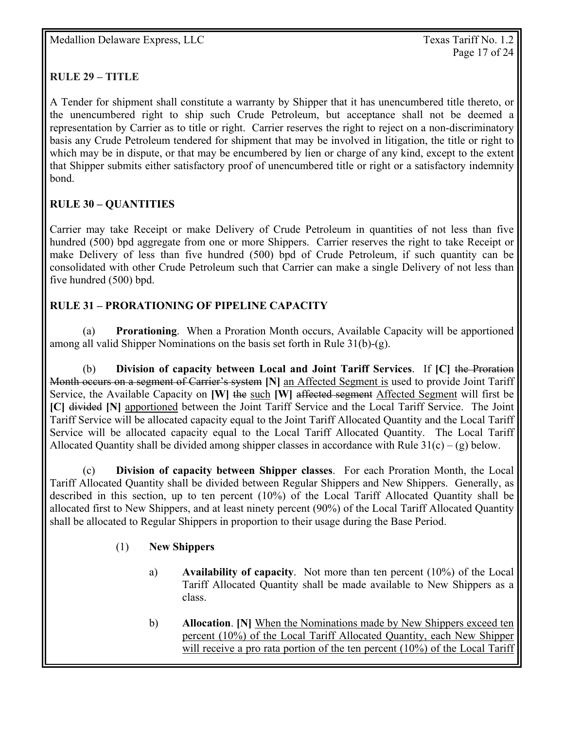## RULE 29 – TITLE

A Tender for shipment shall constitute a warranty by Shipper that it has unencumbered title thereto, or the unencumbered right to ship such Crude Petroleum, but acceptance shall not be deemed a representation by Carrier as to title or right. Carrier reserves the right to reject on a non-discriminatory basis any Crude Petroleum tendered for shipment that may be involved in litigation, the title or right to which may be in dispute, or that may be encumbered by lien or charge of any kind, except to the extent that Shipper submits either satisfactory proof of unencumbered title or right or a satisfactory indemnity bond.

## RULE 30 – QUANTITIES

Carrier may take Receipt or make Delivery of Crude Petroleum in quantities of not less than five hundred (500) bpd aggregate from one or more Shippers. Carrier reserves the right to take Receipt or make Delivery of less than five hundred (500) bpd of Crude Petroleum, if such quantity can be consolidated with other Crude Petroleum such that Carrier can make a single Delivery of not less than five hundred (500) bpd.

## RULE 31 – PRORATIONING OF PIPELINE CAPACITY

(a) **Prorationing**. When a Proration Month occurs, Available Capacity will be apportioned among all valid Shipper Nominations on the basis set forth in Rule 31(b)-(g).

(b) **Division of capacity between Local and Joint Tariff Services**. If **[C]** ~~the Proration Month occurs on a segment of Carrier's system~~ **[N]** an Affected Segment is used to provide Joint Tariff Service, the Available Capacity on **[W]** ~~the~~ such **[W]** ~~affected segment~~ Affected Segment will first be **[C]** ~~divided~~ **[N]** apportioned between the Joint Tariff Service and the Local Tariff Service. The Joint Tariff Service will be allocated capacity equal to the Joint Tariff Allocated Quantity and the Local Tariff Service will be allocated capacity equal to the Local Tariff Allocated Quantity. The Local Tariff Allocated Quantity shall be divided among shipper classes in accordance with Rule 31(c) – (g) below.

(c) **Division of capacity between Shipper classes**. For each Proration Month, the Local Tariff Allocated Quantity shall be divided between Regular Shippers and New Shippers. Generally, as described in this section, up to ten percent (10%) of the Local Tariff Allocated Quantity shall be allocated first to New Shippers, and at least ninety percent (90%) of the Local Tariff Allocated Quantity shall be allocated to Regular Shippers in proportion to their usage during the Base Period.

(1) **New Shippers**

a) **Availability of capacity**. Not more than ten percent (10%) of the Local Tariff Allocated Quantity shall be made available to New Shippers as a class.

b) **Allocation**. **[N]** When the Nominations made by New Shippers exceed ten percent (10%) of the Local Tariff Allocated Quantity, each New Shipper will receive a pro rata portion of the ten percent (10%) of the Local Tariff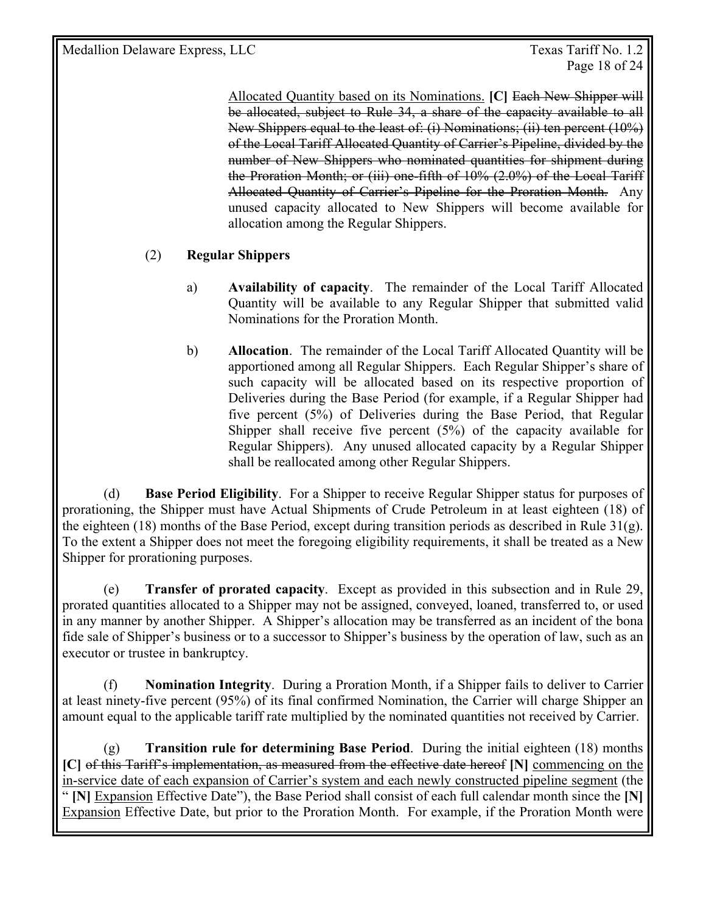Allocated Quantity based on its Nominations. **[C]** ~~Each New Shipper will be allocated, subject to Rule 34, a share of the capacity available to all New Shippers equal to the least of: (i) Nominations; (ii) ten percent (10%) of the Local Tariff Allocated Quantity of Carrier's Pipeline, divided by the number of New Shippers who nominated quantities for shipment during the Proration Month; or (iii) one-fifth of 10% (2.0%) of the Local Tariff Allocated Quantity of Carrier's Pipeline for the Proration Month.~~ Any unused capacity allocated to New Shippers will become available for allocation among the Regular Shippers.

(2) **Regular Shippers**

a) **Availability of capacity**. The remainder of the Local Tariff Allocated Quantity will be available to any Regular Shipper that submitted valid Nominations for the Proration Month.

b) **Allocation**. The remainder of the Local Tariff Allocated Quantity will be apportioned among all Regular Shippers. Each Regular Shipper's share of such capacity will be allocated based on its respective proportion of Deliveries during the Base Period (for example, if a Regular Shipper had five percent (5%) of Deliveries during the Base Period, that Regular Shipper shall receive five percent (5%) of the capacity available for Regular Shippers). Any unused allocated capacity by a Regular Shipper shall be reallocated among other Regular Shippers.

(d) **Base Period Eligibility**. For a Shipper to receive Regular Shipper status for purposes of prorationing, the Shipper must have Actual Shipments of Crude Petroleum in at least eighteen (18) of the eighteen (18) months of the Base Period, except during transition periods as described in Rule 31(g). To the extent a Shipper does not meet the foregoing eligibility requirements, it shall be treated as a New Shipper for prorationing purposes.

(e) **Transfer of prorated capacity**. Except as provided in this subsection and in Rule 29, prorated quantities allocated to a Shipper may not be assigned, conveyed, loaned, transferred to, or used in any manner by another Shipper. A Shipper's allocation may be transferred as an incident of the bona fide sale of Shipper's business or to a successor to Shipper's business by the operation of law, such as an executor or trustee in bankruptcy.

(f) **Nomination Integrity**. During a Proration Month, if a Shipper fails to deliver to Carrier at least ninety-five percent (95%) of its final confirmed Nomination, the Carrier will charge Shipper an amount equal to the applicable tariff rate multiplied by the nominated quantities not received by Carrier.

(g) **Transition rule for determining Base Period**. During the initial eighteen (18) months **[C]** ~~of this Tariff's implementation, as measured from the effective date hereof~~ **[N]** <u>commencing on the in-service date of each expansion of Carrier's system and each newly constructed pipeline segment</u> (the " **[N]** <u>Expansion</u> Effective Date"), the Base Period shall consist of each full calendar month since the **[N]** <u>Expansion</u> Effective Date, but prior to the Proration Month. For example, if the Proration Month were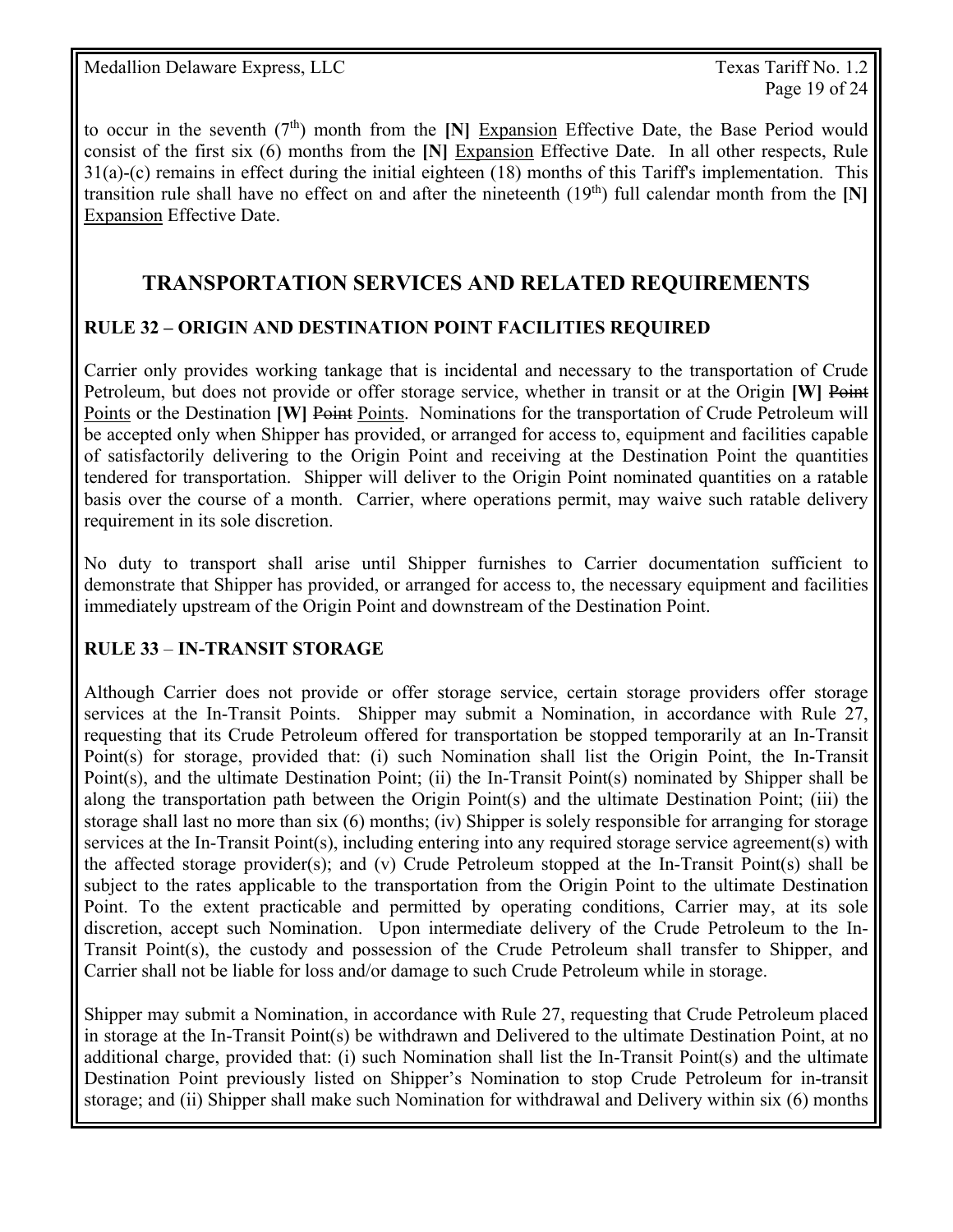to occur in the seventh (7th) month from the **[N]** Expansion Effective Date, the Base Period would consist of the first six (6) months from the **[N]** Expansion Effective Date. In all other respects, Rule 31(a)-(c) remains in effect during the initial eighteen (18) months of this Tariff's implementation. This transition rule shall have no effect on and after the nineteenth (19th) full calendar month from the **[N]** Expansion Effective Date.

## TRANSPORTATION SERVICES AND RELATED REQUIREMENTS

### RULE 32 – ORIGIN AND DESTINATION POINT FACILITIES REQUIRED

Carrier only provides working tankage that is incidental and necessary to the transportation of Crude Petroleum, but does not provide or offer storage service, whether in transit or at the Origin **[W]** ~~Point~~ Points or the Destination **[W]** ~~Point~~ Points. Nominations for the transportation of Crude Petroleum will be accepted only when Shipper has provided, or arranged for access to, equipment and facilities capable of satisfactorily delivering to the Origin Point and receiving at the Destination Point the quantities tendered for transportation. Shipper will deliver to the Origin Point nominated quantities on a ratable basis over the course of a month. Carrier, where operations permit, may waive such ratable delivery requirement in its sole discretion.

No duty to transport shall arise until Shipper furnishes to Carrier documentation sufficient to demonstrate that Shipper has provided, or arranged for access to, the necessary equipment and facilities immediately upstream of the Origin Point and downstream of the Destination Point.

### RULE 33 – IN-TRANSIT STORAGE

Although Carrier does not provide or offer storage service, certain storage providers offer storage services at the In-Transit Points. Shipper may submit a Nomination, in accordance with Rule 27, requesting that its Crude Petroleum offered for transportation be stopped temporarily at an In-Transit Point(s) for storage, provided that: (i) such Nomination shall list the Origin Point, the In-Transit Point(s), and the ultimate Destination Point; (ii) the In-Transit Point(s) nominated by Shipper shall be along the transportation path between the Origin Point(s) and the ultimate Destination Point; (iii) the storage shall last no more than six (6) months; (iv) Shipper is solely responsible for arranging for storage services at the In-Transit Point(s), including entering into any required storage service agreement(s) with the affected storage provider(s); and (v) Crude Petroleum stopped at the In-Transit Point(s) shall be subject to the rates applicable to the transportation from the Origin Point to the ultimate Destination Point. To the extent practicable and permitted by operating conditions, Carrier may, at its sole discretion, accept such Nomination. Upon intermediate delivery of the Crude Petroleum to the In-Transit Point(s), the custody and possession of the Crude Petroleum shall transfer to Shipper, and Carrier shall not be liable for loss and/or damage to such Crude Petroleum while in storage.

Shipper may submit a Nomination, in accordance with Rule 27, requesting that Crude Petroleum placed in storage at the In-Transit Point(s) be withdrawn and Delivered to the ultimate Destination Point, at no additional charge, provided that: (i) such Nomination shall list the In-Transit Point(s) and the ultimate Destination Point previously listed on Shipper's Nomination to stop Crude Petroleum for in-transit storage; and (ii) Shipper shall make such Nomination for withdrawal and Delivery within six (6) months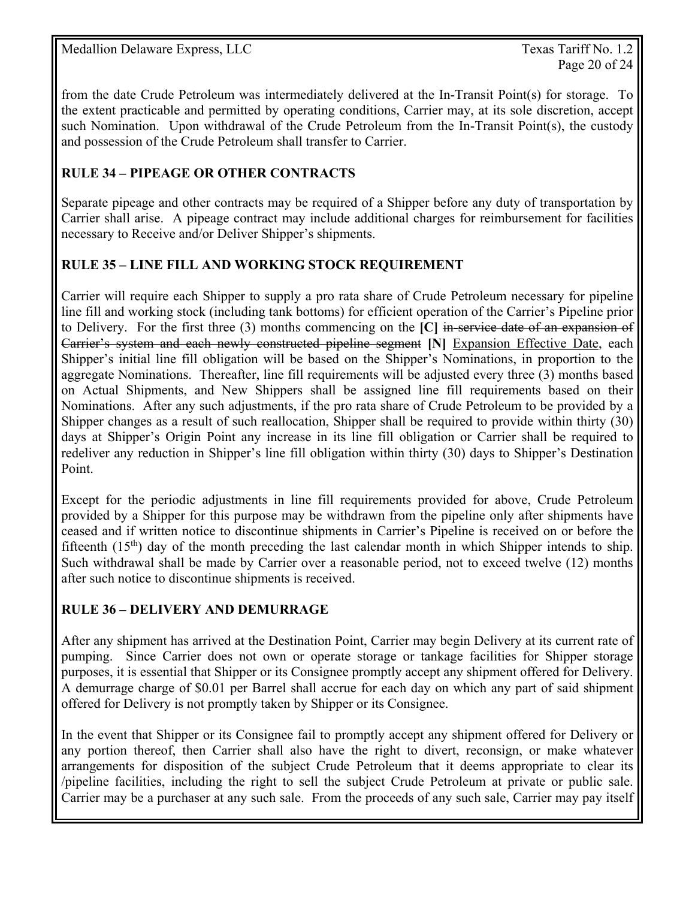from the date Crude Petroleum was intermediately delivered at the In-Transit Point(s) for storage. To the extent practicable and permitted by operating conditions, Carrier may, at its sole discretion, accept such Nomination. Upon withdrawal of the Crude Petroleum from the In-Transit Point(s), the custody and possession of the Crude Petroleum shall transfer to Carrier.

## RULE 34 – PIPEAGE OR OTHER CONTRACTS

Separate pipeage and other contracts may be required of a Shipper before any duty of transportation by Carrier shall arise. A pipeage contract may include additional charges for reimbursement for facilities necessary to Receive and/or Deliver Shipper's shipments.

## RULE 35 – LINE FILL AND WORKING STOCK REQUIREMENT

Carrier will require each Shipper to supply a pro rata share of Crude Petroleum necessary for pipeline line fill and working stock (including tank bottoms) for efficient operation of the Carrier's Pipeline prior to Delivery. For the first three (3) months commencing on the **[C]** ~~in-service date of an expansion of Carrier's system and each newly constructed pipeline segment~~ **[N]** Expansion Effective Date, each Shipper's initial line fill obligation will be based on the Shipper's Nominations, in proportion to the aggregate Nominations. Thereafter, line fill requirements will be adjusted every three (3) months based on Actual Shipments, and New Shippers shall be assigned line fill requirements based on their Nominations. After any such adjustments, if the pro rata share of Crude Petroleum to be provided by a Shipper changes as a result of such reallocation, Shipper shall be required to provide within thirty (30) days at Shipper's Origin Point any increase in its line fill obligation or Carrier shall be required to redeliver any reduction in Shipper's line fill obligation within thirty (30) days to Shipper's Destination Point.

Except for the periodic adjustments in line fill requirements provided for above, Crude Petroleum provided by a Shipper for this purpose may be withdrawn from the pipeline only after shipments have ceased and if written notice to discontinue shipments in Carrier's Pipeline is received on or before the fifteenth (15th) day of the month preceding the last calendar month in which Shipper intends to ship. Such withdrawal shall be made by Carrier over a reasonable period, not to exceed twelve (12) months after such notice to discontinue shipments is received.

## RULE 36 – DELIVERY AND DEMURRAGE

After any shipment has arrived at the Destination Point, Carrier may begin Delivery at its current rate of pumping. Since Carrier does not own or operate storage or tankage facilities for Shipper storage purposes, it is essential that Shipper or its Consignee promptly accept any shipment offered for Delivery. A demurrage charge of $0.01 per Barrel shall accrue for each day on which any part of said shipment offered for Delivery is not promptly taken by Shipper or its Consignee.

In the event that Shipper or its Consignee fail to promptly accept any shipment offered for Delivery or any portion thereof, then Carrier shall also have the right to divert, reconsign, or make whatever arrangements for disposition of the subject Crude Petroleum that it deems appropriate to clear its /pipeline facilities, including the right to sell the subject Crude Petroleum at private or public sale. Carrier may be a purchaser at any such sale. From the proceeds of any such sale, Carrier may pay itself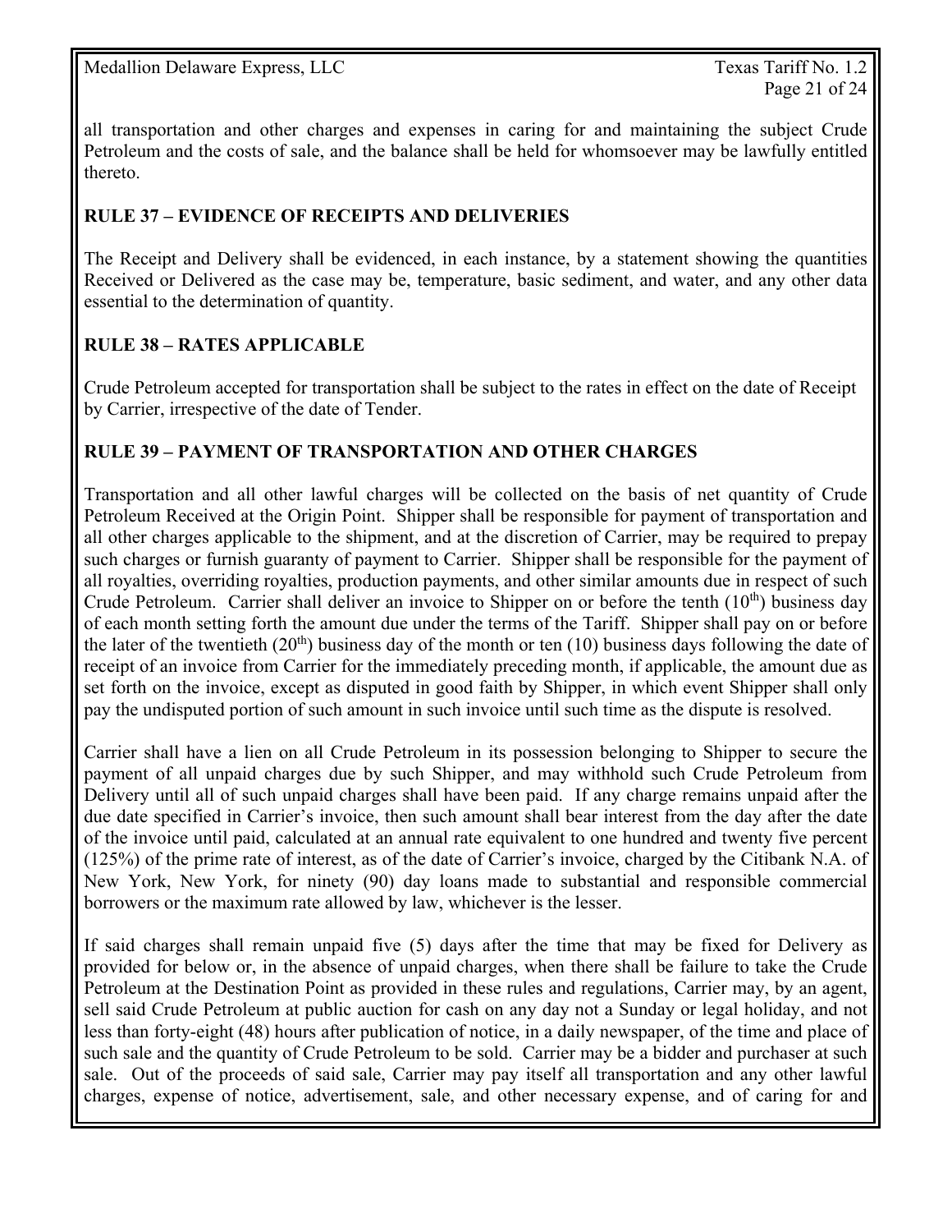all transportation and other charges and expenses in caring for and maintaining the subject Crude Petroleum and the costs of sale, and the balance shall be held for whomsoever may be lawfully entitled thereto.

## RULE 37 – EVIDENCE OF RECEIPTS AND DELIVERIES

The Receipt and Delivery shall be evidenced, in each instance, by a statement showing the quantities Received or Delivered as the case may be, temperature, basic sediment, and water, and any other data essential to the determination of quantity.

## RULE 38 – RATES APPLICABLE

Crude Petroleum accepted for transportation shall be subject to the rates in effect on the date of Receipt by Carrier, irrespective of the date of Tender.

## RULE 39 – PAYMENT OF TRANSPORTATION AND OTHER CHARGES

Transportation and all other lawful charges will be collected on the basis of net quantity of Crude Petroleum Received at the Origin Point. Shipper shall be responsible for payment of transportation and all other charges applicable to the shipment, and at the discretion of Carrier, may be required to prepay such charges or furnish guaranty of payment to Carrier. Shipper shall be responsible for the payment of all royalties, overriding royalties, production payments, and other similar amounts due in respect of such Crude Petroleum. Carrier shall deliver an invoice to Shipper on or before the tenth (10th) business day of each month setting forth the amount due under the terms of the Tariff. Shipper shall pay on or before the later of the twentieth (20th) business day of the month or ten (10) business days following the date of receipt of an invoice from Carrier for the immediately preceding month, if applicable, the amount due as set forth on the invoice, except as disputed in good faith by Shipper, in which event Shipper shall only pay the undisputed portion of such amount in such invoice until such time as the dispute is resolved.

Carrier shall have a lien on all Crude Petroleum in its possession belonging to Shipper to secure the payment of all unpaid charges due by such Shipper, and may withhold such Crude Petroleum from Delivery until all of such unpaid charges shall have been paid. If any charge remains unpaid after the due date specified in Carrier's invoice, then such amount shall bear interest from the day after the date of the invoice until paid, calculated at an annual rate equivalent to one hundred and twenty five percent (125%) of the prime rate of interest, as of the date of Carrier's invoice, charged by the Citibank N.A. of New York, New York, for ninety (90) day loans made to substantial and responsible commercial borrowers or the maximum rate allowed by law, whichever is the lesser.

If said charges shall remain unpaid five (5) days after the time that may be fixed for Delivery as provided for below or, in the absence of unpaid charges, when there shall be failure to take the Crude Petroleum at the Destination Point as provided in these rules and regulations, Carrier may, by an agent, sell said Crude Petroleum at public auction for cash on any day not a Sunday or legal holiday, and not less than forty-eight (48) hours after publication of notice, in a daily newspaper, of the time and place of such sale and the quantity of Crude Petroleum to be sold. Carrier may be a bidder and purchaser at such sale. Out of the proceeds of said sale, Carrier may pay itself all transportation and any other lawful charges, expense of notice, advertisement, sale, and other necessary expense, and of caring for and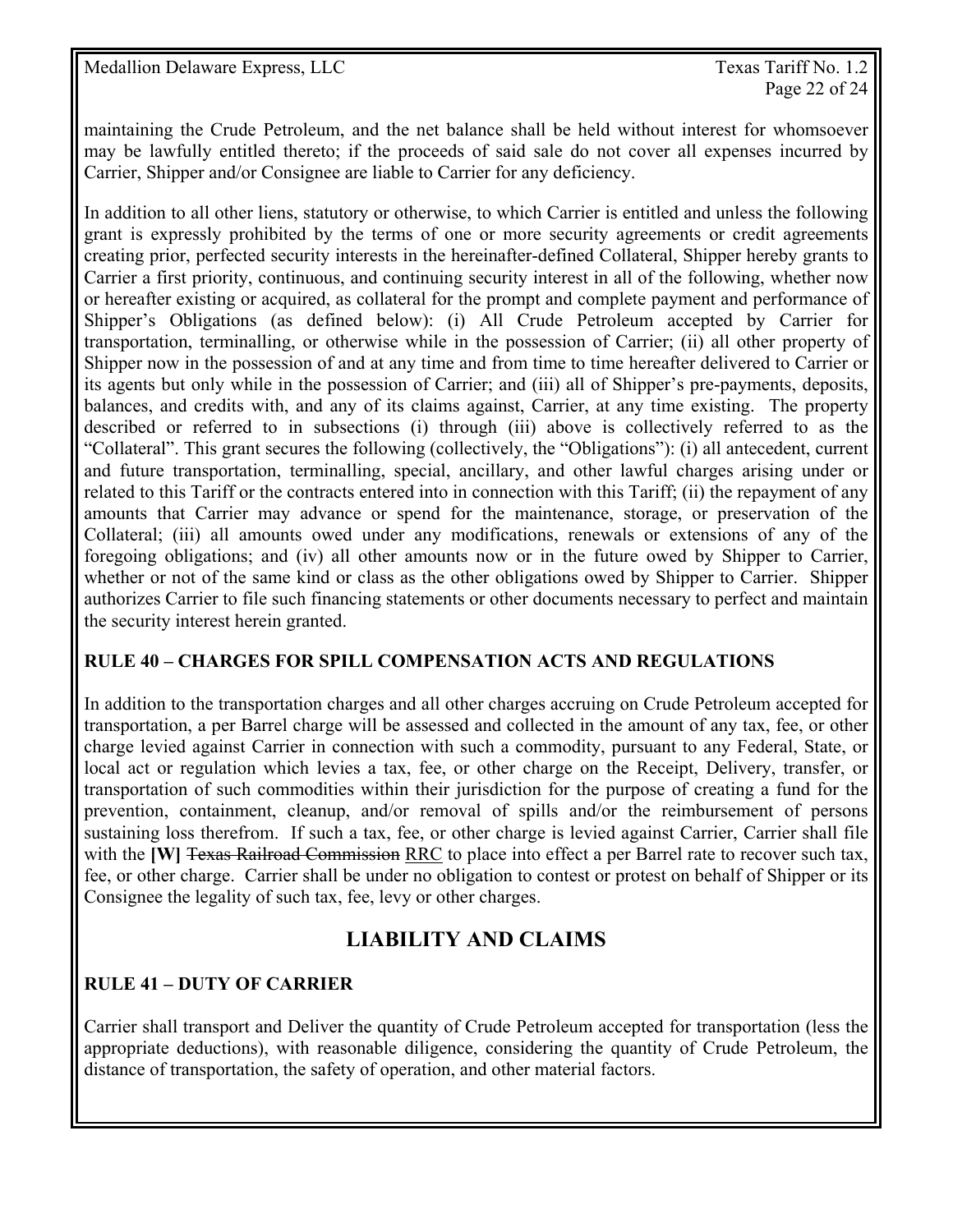maintaining the Crude Petroleum, and the net balance shall be held without interest for whomsoever may be lawfully entitled thereto; if the proceeds of said sale do not cover all expenses incurred by Carrier, Shipper and/or Consignee are liable to Carrier for any deficiency.

In addition to all other liens, statutory or otherwise, to which Carrier is entitled and unless the following grant is expressly prohibited by the terms of one or more security agreements or credit agreements creating prior, perfected security interests in the hereinafter-defined Collateral, Shipper hereby grants to Carrier a first priority, continuous, and continuing security interest in all of the following, whether now or hereafter existing or acquired, as collateral for the prompt and complete payment and performance of Shipper's Obligations (as defined below): (i) All Crude Petroleum accepted by Carrier for transportation, terminalling, or otherwise while in the possession of Carrier; (ii) all other property of Shipper now in the possession of and at any time and from time to time hereafter delivered to Carrier or its agents but only while in the possession of Carrier; and (iii) all of Shipper's pre-payments, deposits, balances, and credits with, and any of its claims against, Carrier, at any time existing. The property described or referred to in subsections (i) through (iii) above is collectively referred to as the "Collateral". This grant secures the following (collectively, the "Obligations"): (i) all antecedent, current and future transportation, terminalling, special, ancillary, and other lawful charges arising under or related to this Tariff or the contracts entered into in connection with this Tariff; (ii) the repayment of any amounts that Carrier may advance or spend for the maintenance, storage, or preservation of the Collateral; (iii) all amounts owed under any modifications, renewals or extensions of any of the foregoing obligations; and (iv) all other amounts now or in the future owed by Shipper to Carrier, whether or not of the same kind or class as the other obligations owed by Shipper to Carrier. Shipper authorizes Carrier to file such financing statements or other documents necessary to perfect and maintain the security interest herein granted.

**RULE 40 – CHARGES FOR SPILL COMPENSATION ACTS AND REGULATIONS**

In addition to the transportation charges and all other charges accruing on Crude Petroleum accepted for transportation, a per Barrel charge will be assessed and collected in the amount of any tax, fee, or other charge levied against Carrier in connection with such a commodity, pursuant to any Federal, State, or local act or regulation which levies a tax, fee, or other charge on the Receipt, Delivery, transfer, or transportation of such commodities within their jurisdiction for the purpose of creating a fund for the prevention, containment, cleanup, and/or removal of spills and/or the reimbursement of persons sustaining loss therefrom. If such a tax, fee, or other charge is levied against Carrier, Carrier shall file with the **[W]** ~~Texas Railroad Commission~~ RRC to place into effect a per Barrel rate to recover such tax, fee, or other charge. Carrier shall be under no obligation to contest or protest on behalf of Shipper or its Consignee the legality of such tax, fee, levy or other charges.

## LIABILITY AND CLAIMS

**RULE 41 – DUTY OF CARRIER**

Carrier shall transport and Deliver the quantity of Crude Petroleum accepted for transportation (less the appropriate deductions), with reasonable diligence, considering the quantity of Crude Petroleum, the distance of transportation, the safety of operation, and other material factors.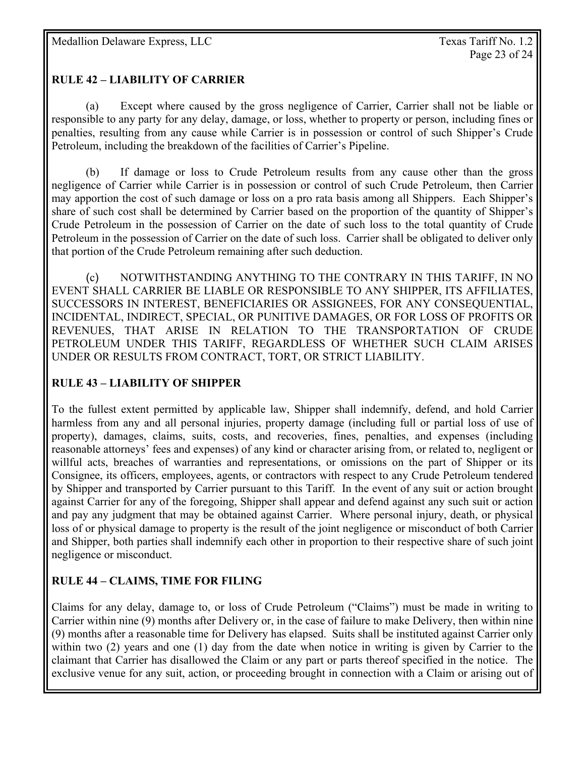## RULE 42 – LIABILITY OF CARRIER

(a) Except where caused by the gross negligence of Carrier, Carrier shall not be liable or responsible to any party for any delay, damage, or loss, whether to property or person, including fines or penalties, resulting from any cause while Carrier is in possession or control of such Shipper's Crude Petroleum, including the breakdown of the facilities of Carrier's Pipeline.

(b) If damage or loss to Crude Petroleum results from any cause other than the gross negligence of Carrier while Carrier is in possession or control of such Crude Petroleum, then Carrier may apportion the cost of such damage or loss on a pro rata basis among all Shippers. Each Shipper's share of such cost shall be determined by Carrier based on the proportion of the quantity of Shipper's Crude Petroleum in the possession of Carrier on the date of such loss to the total quantity of Crude Petroleum in the possession of Carrier on the date of such loss. Carrier shall be obligated to deliver only that portion of the Crude Petroleum remaining after such deduction.

(c) NOTWITHSTANDING ANYTHING TO THE CONTRARY IN THIS TARIFF, IN NO EVENT SHALL CARRIER BE LIABLE OR RESPONSIBLE TO ANY SHIPPER, ITS AFFILIATES, SUCCESSORS IN INTEREST, BENEFICIARIES OR ASSIGNEES, FOR ANY CONSEQUENTIAL, INCIDENTAL, INDIRECT, SPECIAL, OR PUNITIVE DAMAGES, OR FOR LOSS OF PROFITS OR REVENUES, THAT ARISE IN RELATION TO THE TRANSPORTATION OF CRUDE PETROLEUM UNDER THIS TARIFF, REGARDLESS OF WHETHER SUCH CLAIM ARISES UNDER OR RESULTS FROM CONTRACT, TORT, OR STRICT LIABILITY.

## RULE 43 – LIABILITY OF SHIPPER

To the fullest extent permitted by applicable law, Shipper shall indemnify, defend, and hold Carrier harmless from any and all personal injuries, property damage (including full or partial loss of use of property), damages, claims, suits, costs, and recoveries, fines, penalties, and expenses (including reasonable attorneys' fees and expenses) of any kind or character arising from, or related to, negligent or willful acts, breaches of warranties and representations, or omissions on the part of Shipper or its Consignee, its officers, employees, agents, or contractors with respect to any Crude Petroleum tendered by Shipper and transported by Carrier pursuant to this Tariff. In the event of any suit or action brought against Carrier for any of the foregoing, Shipper shall appear and defend against any such suit or action and pay any judgment that may be obtained against Carrier. Where personal injury, death, or physical loss of or physical damage to property is the result of the joint negligence or misconduct of both Carrier and Shipper, both parties shall indemnify each other in proportion to their respective share of such joint negligence or misconduct.

## RULE 44 – CLAIMS, TIME FOR FILING

Claims for any delay, damage to, or loss of Crude Petroleum ("Claims") must be made in writing to Carrier within nine (9) months after Delivery or, in the case of failure to make Delivery, then within nine (9) months after a reasonable time for Delivery has elapsed. Suits shall be instituted against Carrier only within two (2) years and one (1) day from the date when notice in writing is given by Carrier to the claimant that Carrier has disallowed the Claim or any part or parts thereof specified in the notice. The exclusive venue for any suit, action, or proceeding brought in connection with a Claim or arising out of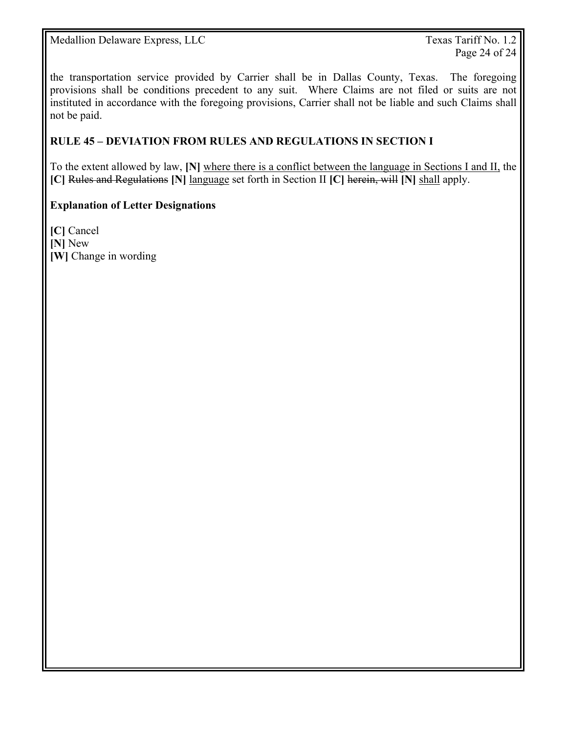the transportation service provided by Carrier shall be in Dallas County, Texas. The foregoing provisions shall be conditions precedent to any suit. Where Claims are not filed or suits are not instituted in accordance with the foregoing provisions, Carrier shall not be liable and such Claims shall not be paid.

**RULE 45 – DEVIATION FROM RULES AND REGULATIONS IN SECTION I**

To the extent allowed by law, **[N]** <u>where there is a conflict between the language in Sections I and II,</u> the **[C]** ~~Rules and Regulations~~ **[N]** <u>language</u> set forth in Section II **[C]** ~~herein, will~~ **[N]** <u>shall</u> apply.

**Explanation of Letter Designations**

**[C]** Cancel
**[N]** New
**[W]** Change in wording